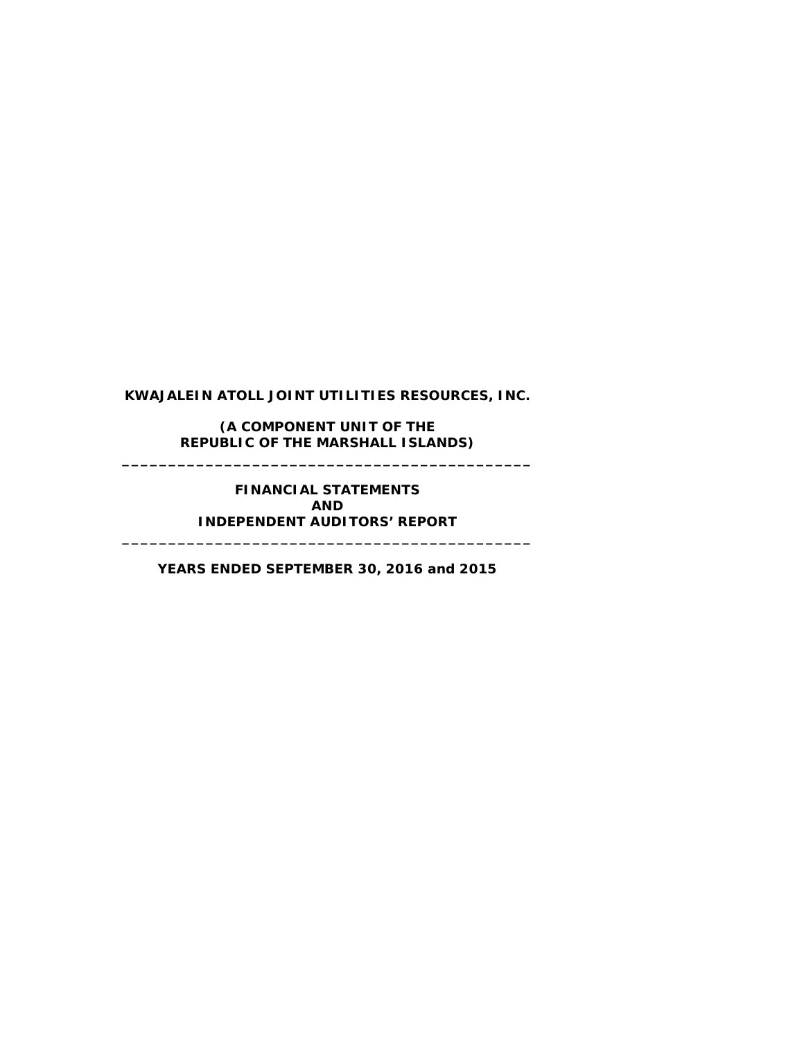**KWAJALEIN ATOLL JOINT UTILITIES RESOURCES, INC.**

**(A COMPONENT UNIT OF THE REPUBLIC OF THE MARSHALL ISLANDS)**

---

**FINANCIAL STATEMENTS AND INDEPENDENT AUDITORS' REPORT**

---

**YEARS ENDED SEPTEMBER 30, 2016 and 2015**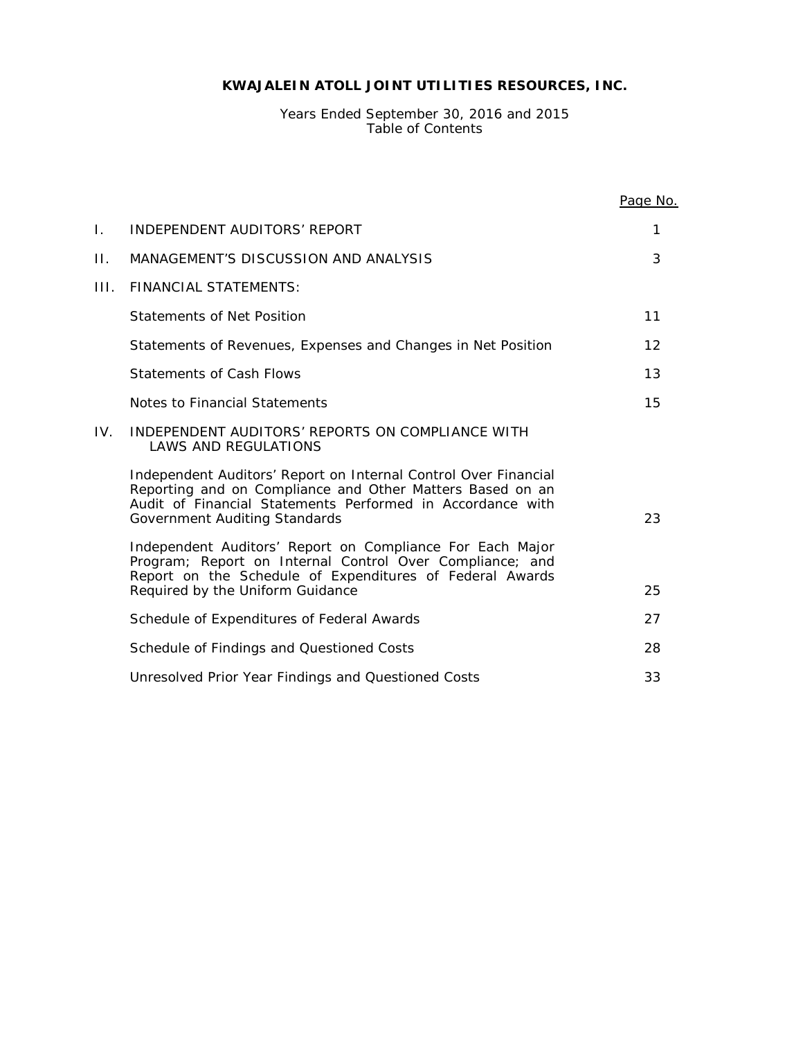# KWAJALEIN ATOLL JOINT UTILITIES RESOURCES, INC.

Years Ended September 30, 2016 and 2015
Table of Contents

| | | Page No. |
|---|---|---|
| I. | INDEPENDENT AUDITORS' REPORT | 1 |
| II. | MANAGEMENT'S DISCUSSION AND ANALYSIS | 3 |
| III. | FINANCIAL STATEMENTS: | |
| | Statements of Net Position | 11 |
| | Statements of Revenues, Expenses and Changes in Net Position | 12 |
| | Statements of Cash Flows | 13 |
| | Notes to Financial Statements | 15 |
| IV. | INDEPENDENT AUDITORS' REPORTS ON COMPLIANCE WITH LAWS AND REGULATIONS | |
| | Independent Auditors' Report on Internal Control Over Financial Reporting and on Compliance and Other Matters Based on an Audit of Financial Statements Performed in Accordance with Government Auditing Standards | 23 |
| | Independent Auditors' Report on Compliance For Each Major Program; Report on Internal Control Over Compliance; and Report on the Schedule of Expenditures of Federal Awards Required by the Uniform Guidance | 25 |
| | Schedule of Expenditures of Federal Awards | 27 |
| | Schedule of Findings and Questioned Costs | 28 |
| | Unresolved Prior Year Findings and Questioned Costs | 33 |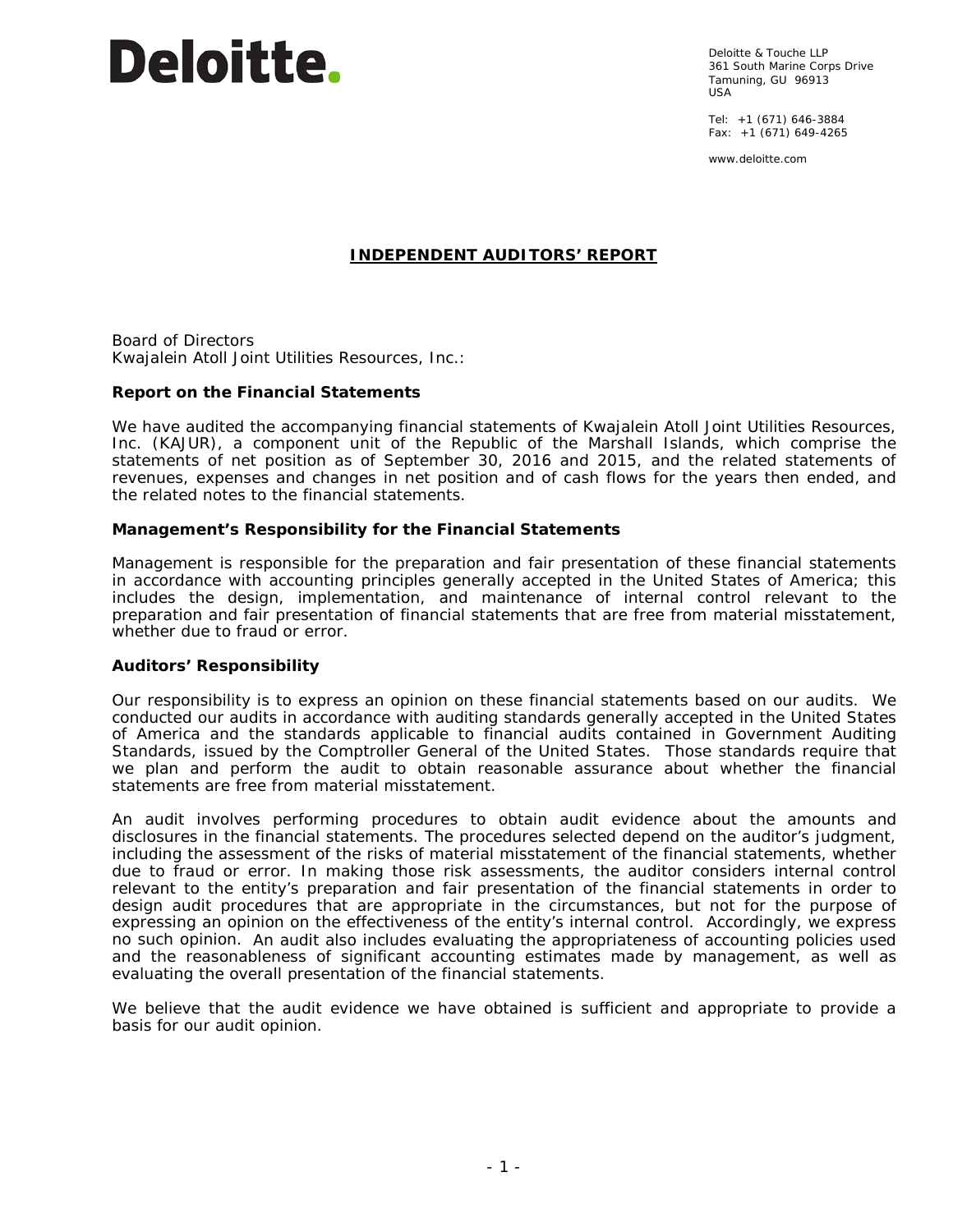Deloitte.

Deloitte & Touche LLP
361 South Marine Corps Drive
Tamuning, GU 96913
USA

Tel: +1 (671) 646-3884
Fax: +1 (671) 649-4265

www.deloitte.com

# INDEPENDENT AUDITORS' REPORT

Board of Directors
Kwajalein Atoll Joint Utilities Resources, Inc.:

## Report on the Financial Statements

We have audited the accompanying financial statements of Kwajalein Atoll Joint Utilities Resources, Inc. (KAJUR), a component unit of the Republic of the Marshall Islands, which comprise the statements of net position as of September 30, 2016 and 2015, and the related statements of revenues, expenses and changes in net position and of cash flows for the years then ended, and the related notes to the financial statements.

## Management's Responsibility for the Financial Statements

Management is responsible for the preparation and fair presentation of these financial statements in accordance with accounting principles generally accepted in the United States of America; this includes the design, implementation, and maintenance of internal control relevant to the preparation and fair presentation of financial statements that are free from material misstatement, whether due to fraud or error.

## Auditors' Responsibility

Our responsibility is to express an opinion on these financial statements based on our audits. We conducted our audits in accordance with auditing standards generally accepted in the United States of America and the standards applicable to financial audits contained in Government Auditing Standards, issued by the Comptroller General of the United States. Those standards require that we plan and perform the audit to obtain reasonable assurance about whether the financial statements are free from material misstatement.

An audit involves performing procedures to obtain audit evidence about the amounts and disclosures in the financial statements. The procedures selected depend on the auditor's judgment, including the assessment of the risks of material misstatement of the financial statements, whether due to fraud or error. In making those risk assessments, the auditor considers internal control relevant to the entity's preparation and fair presentation of the financial statements in order to design audit procedures that are appropriate in the circumstances, but not for the purpose of expressing an opinion on the effectiveness of the entity's internal control. Accordingly, we express no such opinion. An audit also includes evaluating the appropriateness of accounting policies used and the reasonableness of significant accounting estimates made by management, as well as evaluating the overall presentation of the financial statements.

We believe that the audit evidence we have obtained is sufficient and appropriate to provide a basis for our audit opinion.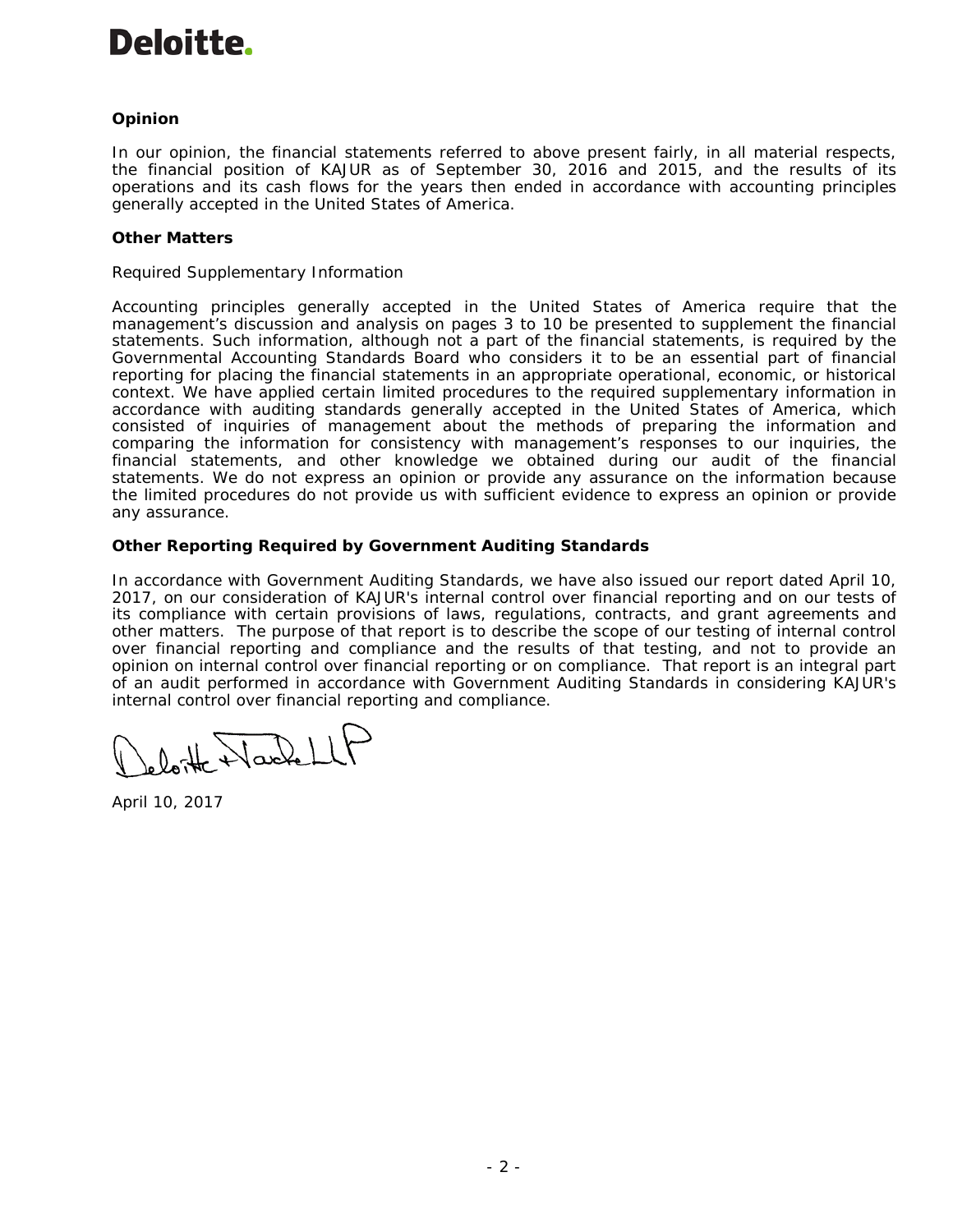### Opinion

In our opinion, the financial statements referred to above present fairly, in all material respects, the financial position of KAJUR as of September 30, 2016 and 2015, and the results of its operations and its cash flows for the years then ended in accordance with accounting principles generally accepted in the United States of America.

### Other Matters

Required Supplementary Information

Accounting principles generally accepted in the United States of America require that the management's discussion and analysis on pages 3 to 10 be presented to supplement the financial statements. Such information, although not a part of the financial statements, is required by the Governmental Accounting Standards Board who considers it to be an essential part of financial reporting for placing the financial statements in an appropriate operational, economic, or historical context. We have applied certain limited procedures to the required supplementary information in accordance with auditing standards generally accepted in the United States of America, which consisted of inquiries of management about the methods of preparing the information and comparing the information for consistency with management's responses to our inquiries, the financial statements, and other knowledge we obtained during our audit of the financial statements. We do not express an opinion or provide any assurance on the information because the limited procedures do not provide us with sufficient evidence to express an opinion or provide any assurance.

### Other Reporting Required by Government Auditing Standards

In accordance with Government Auditing Standards, we have also issued our report dated April 10, 2017, on our consideration of KAJUR's internal control over financial reporting and on our tests of its compliance with certain provisions of laws, regulations, contracts, and grant agreements and other matters. The purpose of that report is to describe the scope of our testing of internal control over financial reporting and compliance and the results of that testing, and not to provide an opinion on internal control over financial reporting or on compliance. That report is an integral part of an audit performed in accordance with Government Auditing Standards in considering KAJUR's internal control over financial reporting and compliance.

Deloitte & Touche LLP

April 10, 2017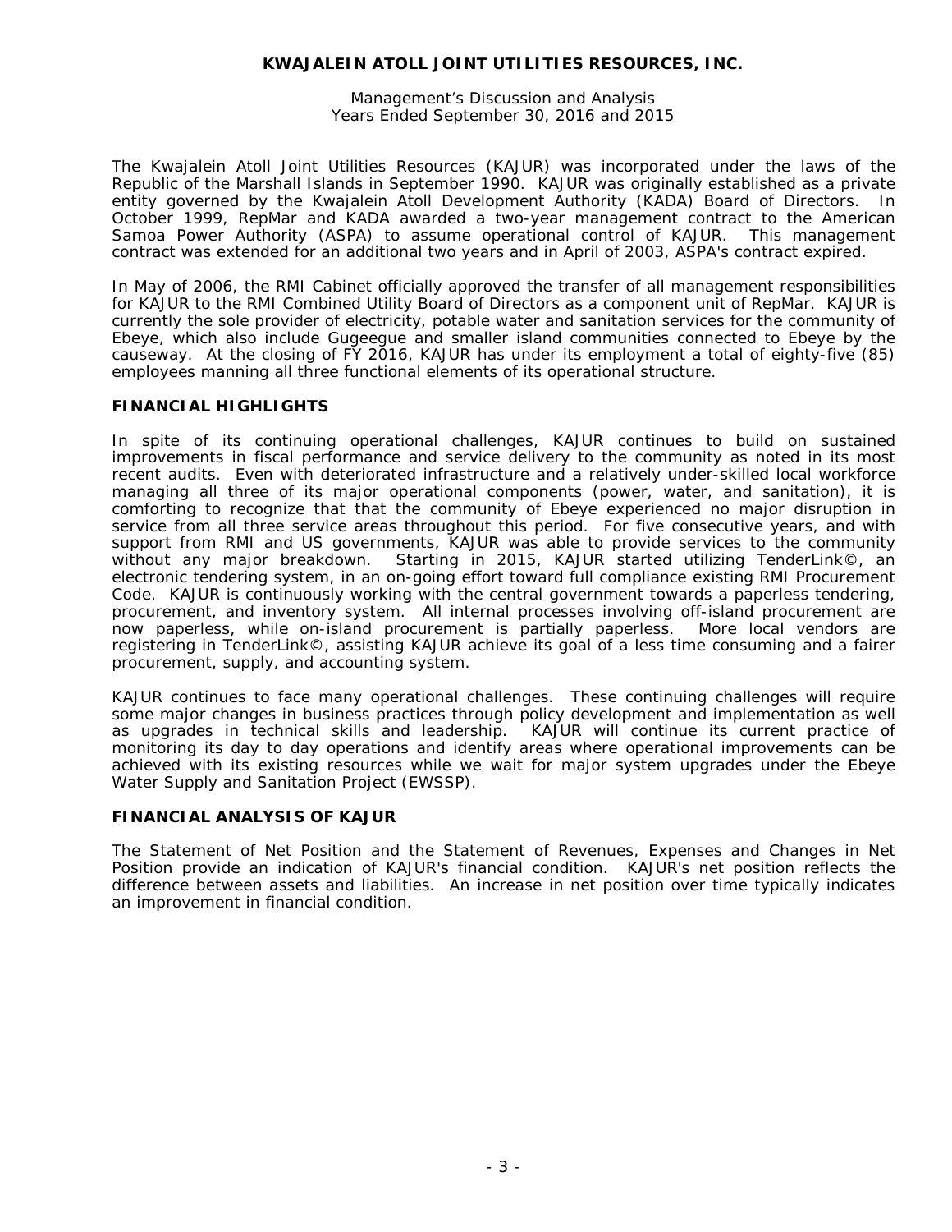# KWAJALEIN ATOLL JOINT UTILITIES RESOURCES, INC.

Management's Discussion and Analysis
Years Ended September 30, 2016 and 2015

The Kwajalein Atoll Joint Utilities Resources (KAJUR) was incorporated under the laws of the Republic of the Marshall Islands in September 1990. KAJUR was originally established as a private entity governed by the Kwajalein Atoll Development Authority (KADA) Board of Directors. In October 1999, RepMar and KADA awarded a two-year management contract to the American Samoa Power Authority (ASPA) to assume operational control of KAJUR. This management contract was extended for an additional two years and in April of 2003, ASPA's contract expired.

In May of 2006, the RMI Cabinet officially approved the transfer of all management responsibilities for KAJUR to the RMI Combined Utility Board of Directors as a component unit of RepMar. KAJUR is currently the sole provider of electricity, potable water and sanitation services for the community of Ebeye, which also include Gugeegue and smaller island communities connected to Ebeye by the causeway. At the closing of FY 2016, KAJUR has under its employment a total of eighty-five (85) employees manning all three functional elements of its operational structure.

## FINANCIAL HIGHLIGHTS

In spite of its continuing operational challenges, KAJUR continues to build on sustained improvements in fiscal performance and service delivery to the community as noted in its most recent audits. Even with deteriorated infrastructure and a relatively under-skilled local workforce managing all three of its major operational components (power, water, and sanitation), it is comforting to recognize that that the community of Ebeye experienced no major disruption in service from all three service areas throughout this period. For five consecutive years, and with support from RMI and US governments, KAJUR was able to provide services to the community without any major breakdown. Starting in 2015, KAJUR started utilizing TenderLink©, an electronic tendering system, in an on-going effort toward full compliance existing RMI Procurement Code. KAJUR is continuously working with the central government towards a paperless tendering, procurement, and inventory system. All internal processes involving off-island procurement are now paperless, while on-island procurement is partially paperless. More local vendors are registering in TenderLink©, assisting KAJUR achieve its goal of a less time consuming and a fairer procurement, supply, and accounting system.

KAJUR continues to face many operational challenges. These continuing challenges will require some major changes in business practices through policy development and implementation as well as upgrades in technical skills and leadership. KAJUR will continue its current practice of monitoring its day to day operations and identify areas where operational improvements can be achieved with its existing resources while we wait for major system upgrades under the Ebeye Water Supply and Sanitation Project (EWSSP).

## FINANCIAL ANALYSIS OF KAJUR

The Statement of Net Position and the Statement of Revenues, Expenses and Changes in Net Position provide an indication of KAJUR's financial condition. KAJUR's net position reflects the difference between assets and liabilities. An increase in net position over time typically indicates an improvement in financial condition.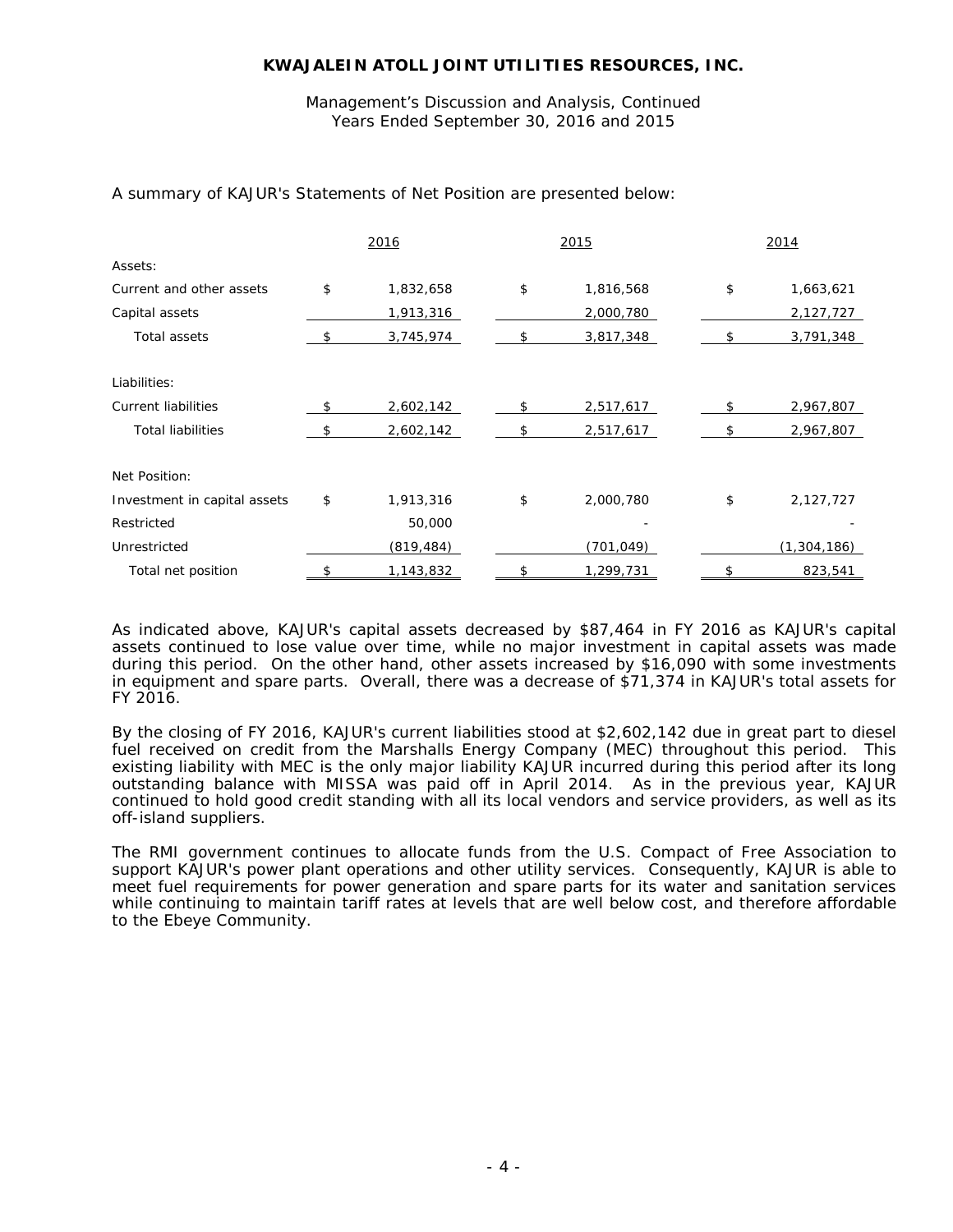**KWAJALEIN ATOLL JOINT UTILITIES RESOURCES, INC.**

Management's Discussion and Analysis, Continued
Years Ended September 30, 2016 and 2015

A summary of KAJUR's Statements of Net Position are presented below:

| | 2016 | 2015 | 2014 |
|---|---|---|---|
| Assets: | | | |
| Current and other assets | $ 1,832,658 | $ 1,816,568 | $ 1,663,621 |
| Capital assets | 1,913,316 | 2,000,780 | 2,127,727 |
| Total assets | $ 3,745,974 | $ 3,817,348 | $ 3,791,348 |
| Liabilities: | | | |
| Current liabilities | $ 2,602,142 | $ 2,517,617 | $ 2,967,807 |
| Total liabilities | $ 2,602,142 | $ 2,517,617 | $ 2,967,807 |
| Net Position: | | | |
| Investment in capital assets | $ 1,913,316 | $ 2,000,780 | $ 2,127,727 |
| Restricted | 50,000 | - | - |
| Unrestricted | (819,484) | (701,049) | (1,304,186) |
| Total net position | $ 1,143,832 | $ 1,299,731 | $ 823,541 |

As indicated above, KAJUR's capital assets decreased by $87,464 in FY 2016 as KAJUR's capital assets continued to lose value over time, while no major investment in capital assets was made during this period. On the other hand, other assets increased by $16,090 with some investments in equipment and spare parts. Overall, there was a decrease of $71,374 in KAJUR's total assets for FY 2016.

By the closing of FY 2016, KAJUR's current liabilities stood at $2,602,142 due in great part to diesel fuel received on credit from the Marshalls Energy Company (MEC) throughout this period. This existing liability with MEC is the only major liability KAJUR incurred during this period after its long outstanding balance with MISSA was paid off in April 2014. As in the previous year, KAJUR continued to hold good credit standing with all its local vendors and service providers, as well as its off-island suppliers.

The RMI government continues to allocate funds from the U.S. Compact of Free Association to support KAJUR's power plant operations and other utility services. Consequently, KAJUR is able to meet fuel requirements for power generation and spare parts for its water and sanitation services while continuing to maintain tariff rates at levels that are well below cost, and therefore affordable to the Ebeye Community.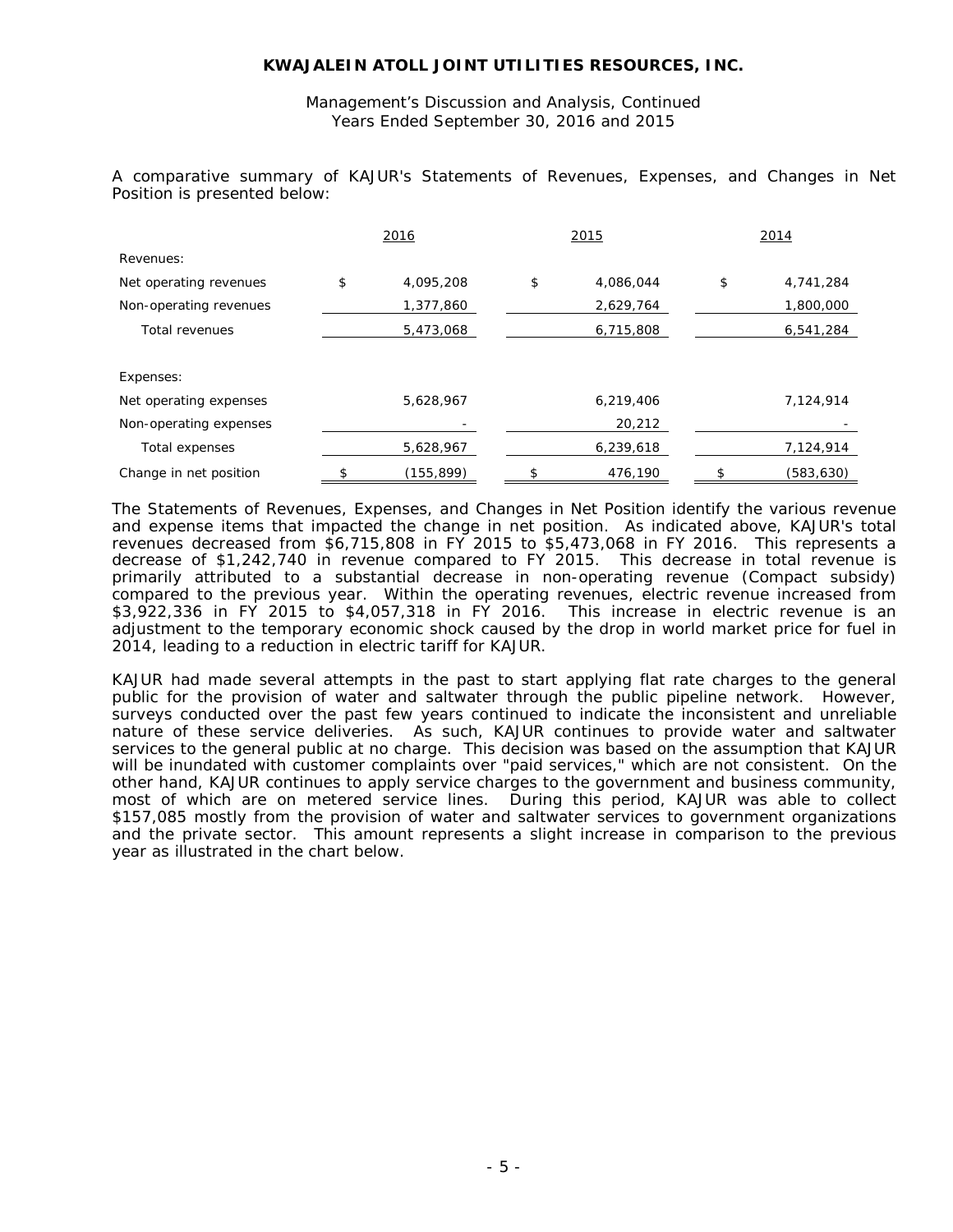**KWAJALEIN ATOLL JOINT UTILITIES RESOURCES, INC.**

Management's Discussion and Analysis, Continued
Years Ended September 30, 2016 and 2015

A comparative summary of KAJUR's Statements of Revenues, Expenses, and Changes in Net Position is presented below:

| | 2016 | 2015 | 2014 |
|---|---|---|---|
| Revenues: | | | |
| Net operating revenues | $ 4,095,208 | $ 4,086,044 | $ 4,741,284 |
| Non-operating revenues | 1,377,860 | 2,629,764 | 1,800,000 |
| Total revenues | 5,473,068 | 6,715,808 | 6,541,284 |
| Expenses: | | | |
| Net operating expenses | 5,628,967 | 6,219,406 | 7,124,914 |
| Non-operating expenses | - | 20,212 | - |
| Total expenses | 5,628,967 | 6,239,618 | 7,124,914 |
| Change in net position | $ (155,899) | $ 476,190 | $ (583,630) |

The Statements of Revenues, Expenses, and Changes in Net Position identify the various revenue and expense items that impacted the change in net position. As indicated above, KAJUR's total revenues decreased from $6,715,808 in FY 2015 to $5,473,068 in FY 2016. This represents a decrease of $1,242,740 in revenue compared to FY 2015. This decrease in total revenue is primarily attributed to a substantial decrease in non-operating revenue (Compact subsidy) compared to the previous year. Within the operating revenues, electric revenue increased from $3,922,336 in FY 2015 to $4,057,318 in FY 2016. This increase in electric revenue is an adjustment to the temporary economic shock caused by the drop in world market price for fuel in 2014, leading to a reduction in electric tariff for KAJUR.

KAJUR had made several attempts in the past to start applying flat rate charges to the general public for the provision of water and saltwater through the public pipeline network. However, surveys conducted over the past few years continued to indicate the inconsistent and unreliable nature of these service deliveries. As such, KAJUR continues to provide water and saltwater services to the general public at no charge. This decision was based on the assumption that KAJUR will be inundated with customer complaints over "paid services," which are not consistent. On the other hand, KAJUR continues to apply service charges to the government and business community, most of which are on metered service lines. During this period, KAJUR was able to collect $157,085 mostly from the provision of water and saltwater services to government organizations and the private sector. This amount represents a slight increase in comparison to the previous year as illustrated in the chart below.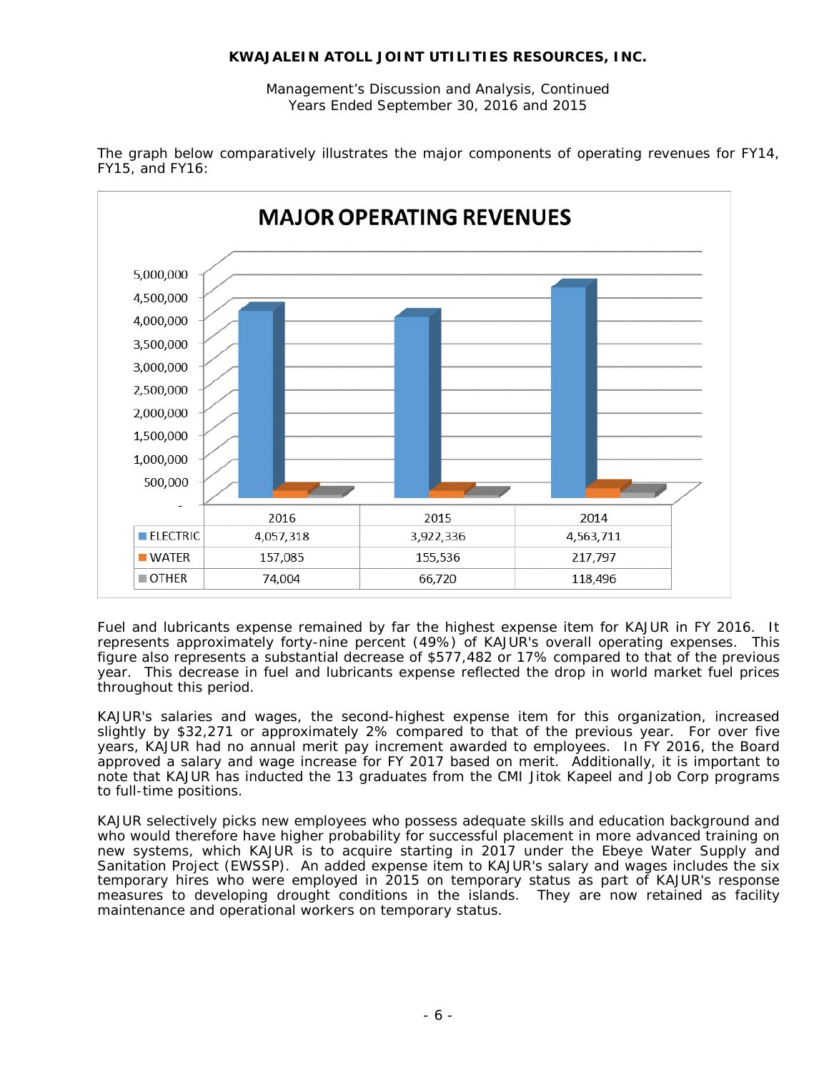The graph below comparatively illustrates the major components of operating revenues for FY14, FY15, and FY16:

**MAJOR OPERATING REVENUES**

| | 2016 | 2015 | 2014 |
|---|---|---|---|
| ELECTRIC | 4,057,318 | 3,922,336 | 4,563,711 |
| WATER | 157,085 | 155,536 | 217,797 |
| OTHER | 74,004 | 66,720 | 118,496 |

Fuel and lubricants expense remained by far the highest expense item for KAJUR in FY 2016. It represents approximately forty-nine percent (49%) of KAJUR's overall operating expenses. This figure also represents a substantial decrease of $577,482 or 17% compared to that of the previous year. This decrease in fuel and lubricants expense reflected the drop in world market fuel prices throughout this period.

KAJUR's salaries and wages, the second-highest expense item for this organization, increased slightly by $32,271 or approximately 2% compared to that of the previous year. For over five years, KAJUR had no annual merit pay increment awarded to employees. In FY 2016, the Board approved a salary and wage increase for FY 2017 based on merit. Additionally, it is important to note that KAJUR has inducted the 13 graduates from the CMI Jitok Kapeel and Job Corp programs to full-time positions.

KAJUR selectively picks new employees who possess adequate skills and education background and who would therefore have higher probability for successful placement in more advanced training on new systems, which KAJUR is to acquire starting in 2017 under the Ebeye Water Supply and Sanitation Project (EWSSP). An added expense item to KAJUR's salary and wages includes the six temporary hires who were employed in 2015 on temporary status as part of KAJUR's response measures to developing drought conditions in the islands. They are now retained as facility maintenance and operational workers on temporary status.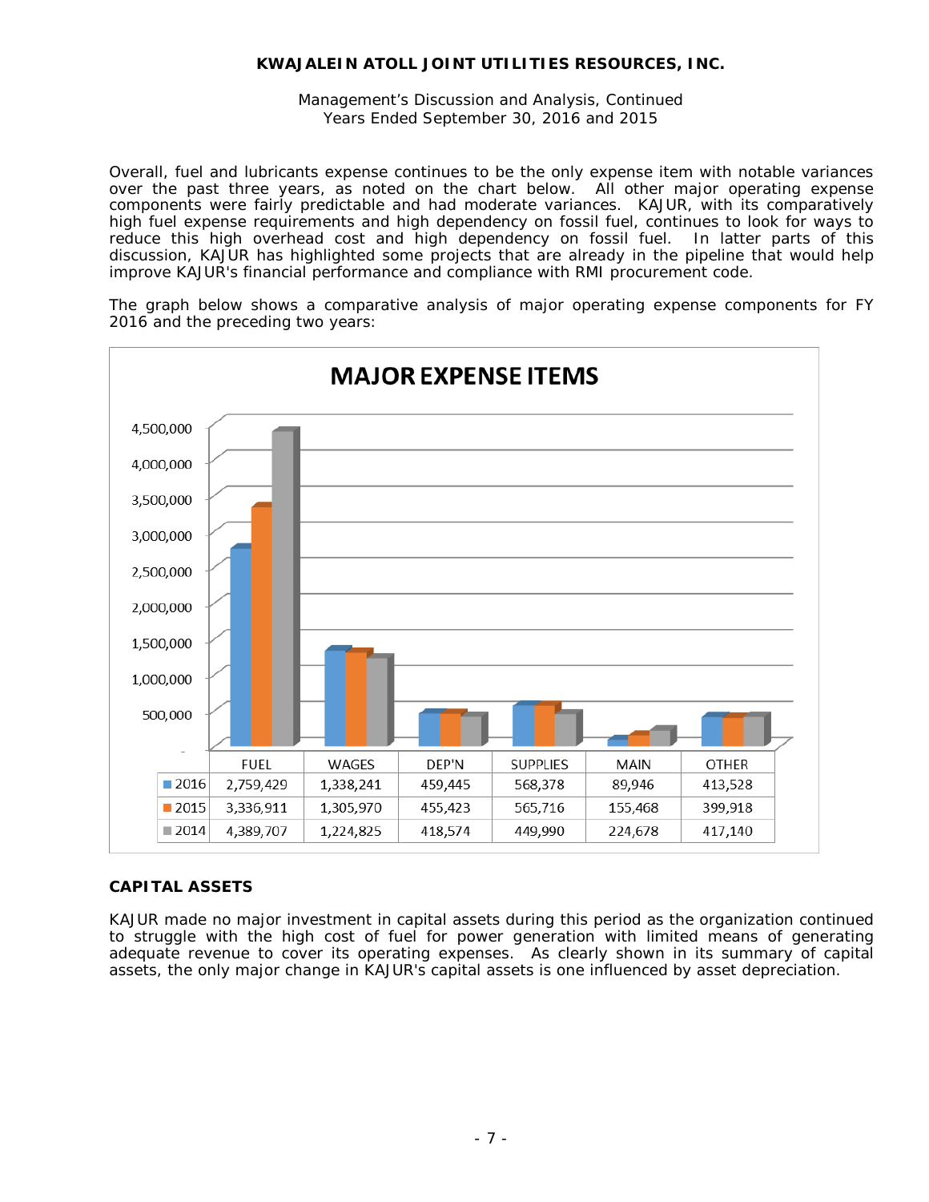Overall, fuel and lubricants expense continues to be the only expense item with notable variances over the past three years, as noted on the chart below. All other major operating expense components were fairly predictable and had moderate variances. KAJUR, with its comparatively high fuel expense requirements and high dependency on fossil fuel, continues to look for ways to reduce this high overhead cost and high dependency on fossil fuel. In latter parts of this discussion, KAJUR has highlighted some projects that are already in the pipeline that would help improve KAJUR's financial performance and compliance with RMI procurement code.

The graph below shows a comparative analysis of major operating expense components for FY 2016 and the preceding two years:

**MAJOR EXPENSE ITEMS**

| | FUEL | WAGES | DEP'N | SUPPLIES | MAIN | OTHER |
|---|---|---|---|---|---|---|
| 2016 | 2,759,429 | 1,338,241 | 459,445 | 568,378 | 89,946 | 413,528 |
| 2015 | 3,336,911 | 1,305,970 | 455,423 | 565,716 | 155,468 | 399,918 |
| 2014 | 4,389,707 | 1,224,825 | 418,574 | 449,990 | 224,678 | 417,140 |

## CAPITAL ASSETS

KAJUR made no major investment in capital assets during this period as the organization continued to struggle with the high cost of fuel for power generation with limited means of generating adequate revenue to cover its operating expenses. As clearly shown in its summary of capital assets, the only major change in KAJUR's capital assets is one influenced by asset depreciation.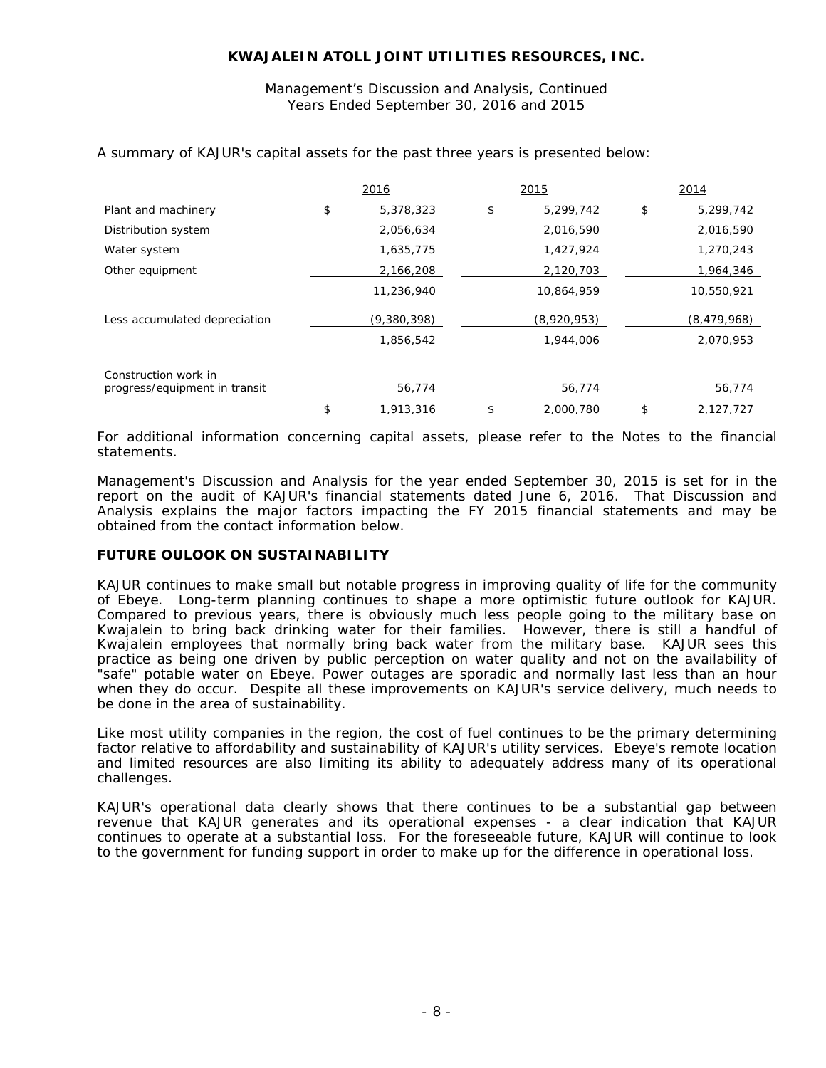A summary of KAJUR's capital assets for the past three years is presented below:

| | 2016 | 2015 | 2014 |
|---|---|---|---|
| Plant and machinery | $ 5,378,323 | $ 5,299,742 | $ 5,299,742 |
| Distribution system | 2,056,634 | 2,016,590 | 2,016,590 |
| Water system | 1,635,775 | 1,427,924 | 1,270,243 |
| Other equipment | 2,166,208 | 2,120,703 | 1,964,346 |
| | 11,236,940 | 10,864,959 | 10,550,921 |
| Less accumulated depreciation | (9,380,398) | (8,920,953) | (8,479,968) |
| | 1,856,542 | 1,944,006 | 2,070,953 |
| Construction work in progress/equipment in transit | 56,774 | 56,774 | 56,774 |
| | $ 1,913,316 | $ 2,000,780 | $ 2,127,727 |

For additional information concerning capital assets, please refer to the Notes to the financial statements.

Management's Discussion and Analysis for the year ended September 30, 2015 is set for in the report on the audit of KAJUR's financial statements dated June 6, 2016. That Discussion and Analysis explains the major factors impacting the FY 2015 financial statements and may be obtained from the contact information below.

**FUTURE OULOOK ON SUSTAINABILITY**

KAJUR continues to make small but notable progress in improving quality of life for the community of Ebeye. Long-term planning continues to shape a more optimistic future outlook for KAJUR. Compared to previous years, there is obviously much less people going to the military base on Kwajalein to bring back drinking water for their families. However, there is still a handful of Kwajalein employees that normally bring back water from the military base. KAJUR sees this practice as being one driven by public perception on water quality and not on the availability of "safe" potable water on Ebeye. Power outages are sporadic and normally last less than an hour when they do occur. Despite all these improvements on KAJUR's service delivery, much needs to be done in the area of sustainability.

Like most utility companies in the region, the cost of fuel continues to be the primary determining factor relative to affordability and sustainability of KAJUR's utility services. Ebeye's remote location and limited resources are also limiting its ability to adequately address many of its operational challenges.

KAJUR's operational data clearly shows that there continues to be a substantial gap between revenue that KAJUR generates and its operational expenses - a clear indication that KAJUR continues to operate at a substantial loss. For the foreseeable future, KAJUR will continue to look to the government for funding support in order to make up for the difference in operational loss.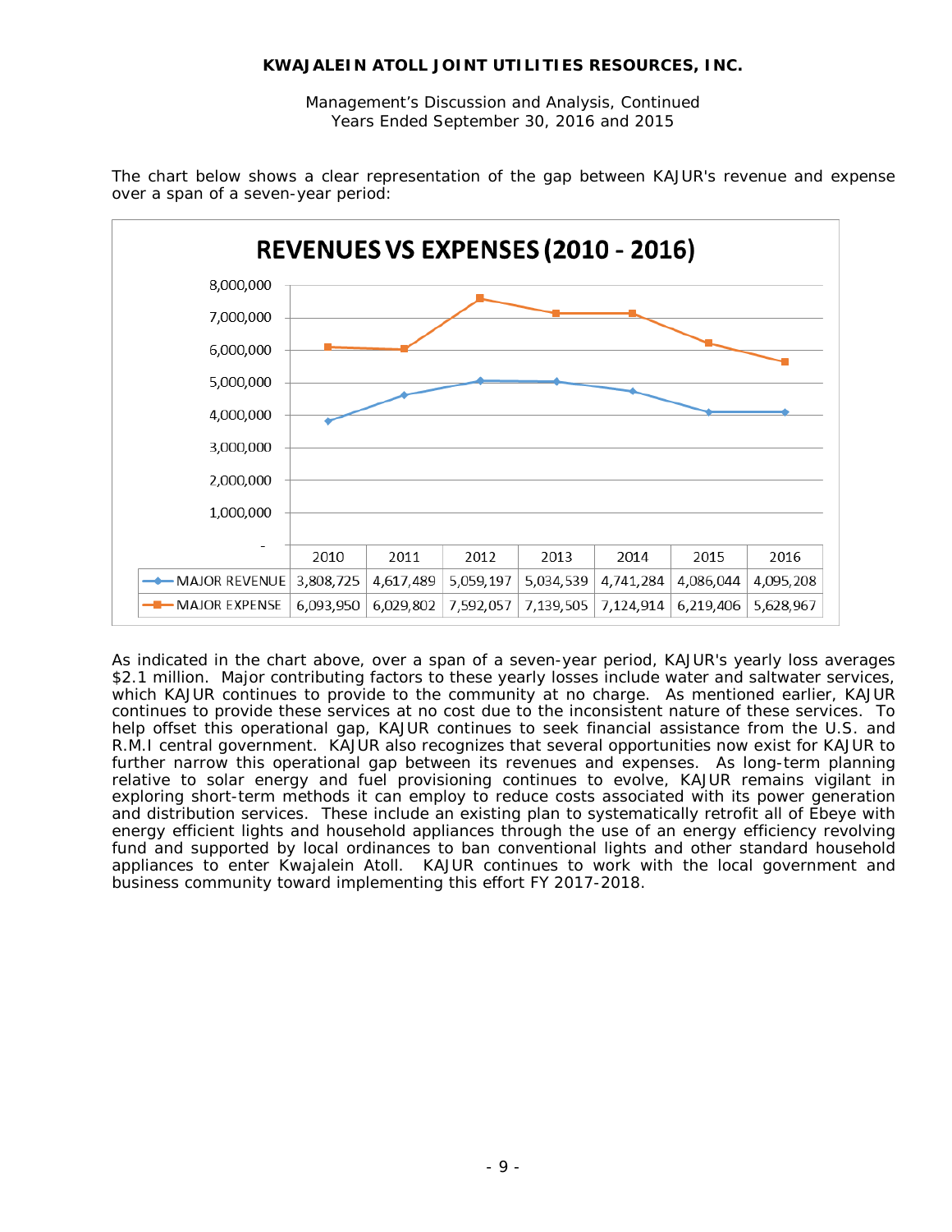The chart below shows a clear representation of the gap between KAJUR's revenue and expense over a span of a seven-year period:

**REVENUES VS EXPENSES (2010 - 2016)**

| | 2010 | 2011 | 2012 | 2013 | 2014 | 2015 | 2016 |
|---|---|---|---|---|---|---|---|
| MAJOR REVENUE | 3,808,725 | 4,617,489 | 5,059,197 | 5,034,539 | 4,741,284 | 4,086,044 | 4,095,208 |
| MAJOR EXPENSE | 6,093,950 | 6,029,802 | 7,592,057 | 7,139,505 | 7,124,914 | 6,219,406 | 5,628,967 |

As indicated in the chart above, over a span of a seven-year period, KAJUR's yearly loss averages $2.1 million. Major contributing factors to these yearly losses include water and saltwater services, which KAJUR continues to provide to the community at no charge. As mentioned earlier, KAJUR continues to provide these services at no cost due to the inconsistent nature of these services. To help offset this operational gap, KAJUR continues to seek financial assistance from the U.S. and R.M.I central government. KAJUR also recognizes that several opportunities now exist for KAJUR to further narrow this operational gap between its revenues and expenses. As long-term planning relative to solar energy and fuel provisioning continues to evolve, KAJUR remains vigilant in exploring short-term methods it can employ to reduce costs associated with its power generation and distribution services. These include an existing plan to systematically retrofit all of Ebeye with energy efficient lights and household appliances through the use of an energy efficiency revolving fund and supported by local ordinances to ban conventional lights and other standard household appliances to enter Kwajalein Atoll. KAJUR continues to work with the local government and business community toward implementing this effort FY 2017-2018.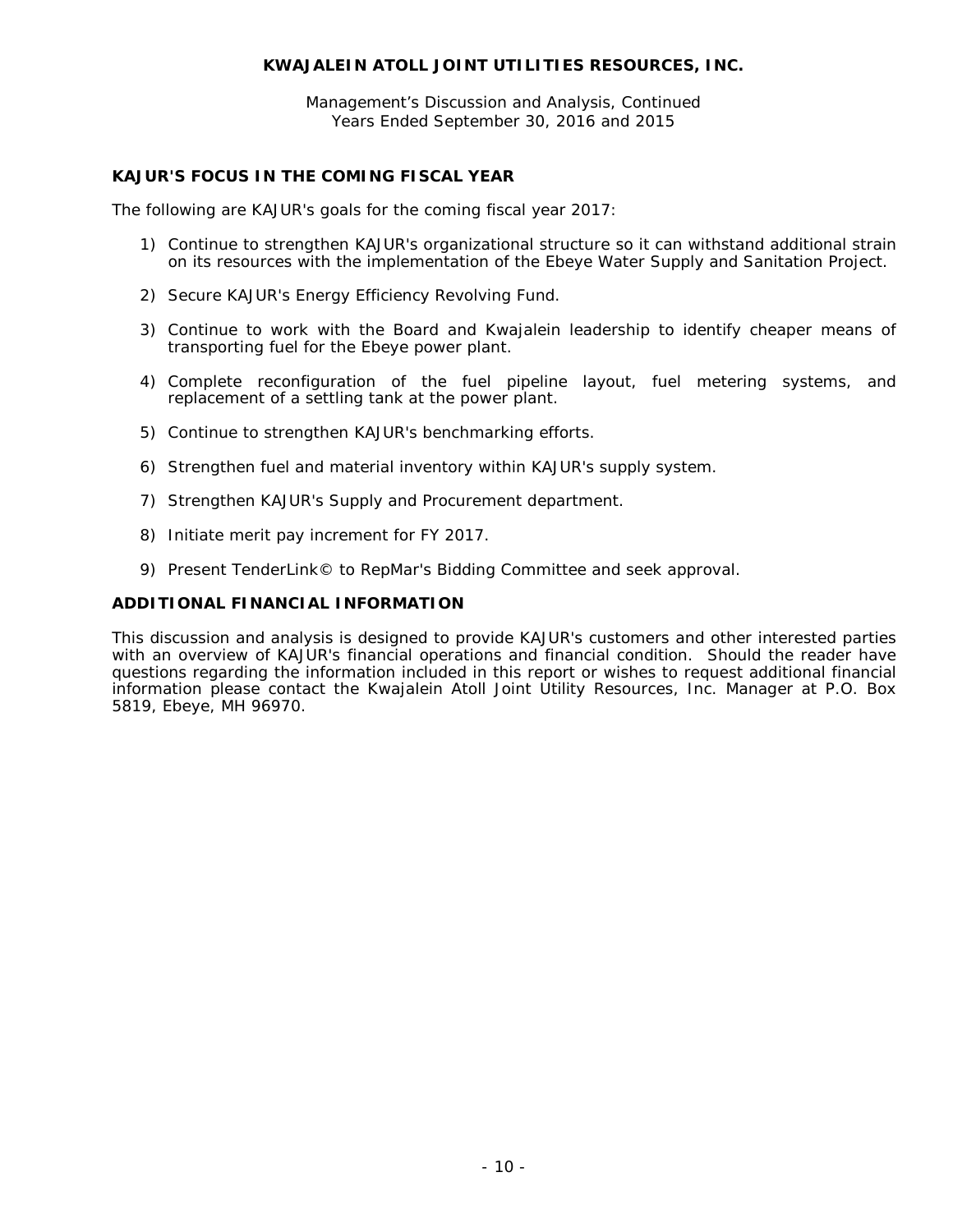## KAJUR'S FOCUS IN THE COMING FISCAL YEAR

The following are KAJUR's goals for the coming fiscal year 2017:

1) Continue to strengthen KAJUR's organizational structure so it can withstand additional strain on its resources with the implementation of the Ebeye Water Supply and Sanitation Project.

2) Secure KAJUR's Energy Efficiency Revolving Fund.

3) Continue to work with the Board and Kwajalein leadership to identify cheaper means of transporting fuel for the Ebeye power plant.

4) Complete reconfiguration of the fuel pipeline layout, fuel metering systems, and replacement of a settling tank at the power plant.

5) Continue to strengthen KAJUR's benchmarking efforts.

6) Strengthen fuel and material inventory within KAJUR's supply system.

7) Strengthen KAJUR's Supply and Procurement department.

8) Initiate merit pay increment for FY 2017.

9) Present TenderLink© to RepMar's Bidding Committee and seek approval.

## ADDITIONAL FINANCIAL INFORMATION

This discussion and analysis is designed to provide KAJUR's customers and other interested parties with an overview of KAJUR's financial operations and financial condition. Should the reader have questions regarding the information included in this report or wishes to request additional financial information please contact the Kwajalein Atoll Joint Utility Resources, Inc. Manager at P.O. Box 5819, Ebeye, MH 96970.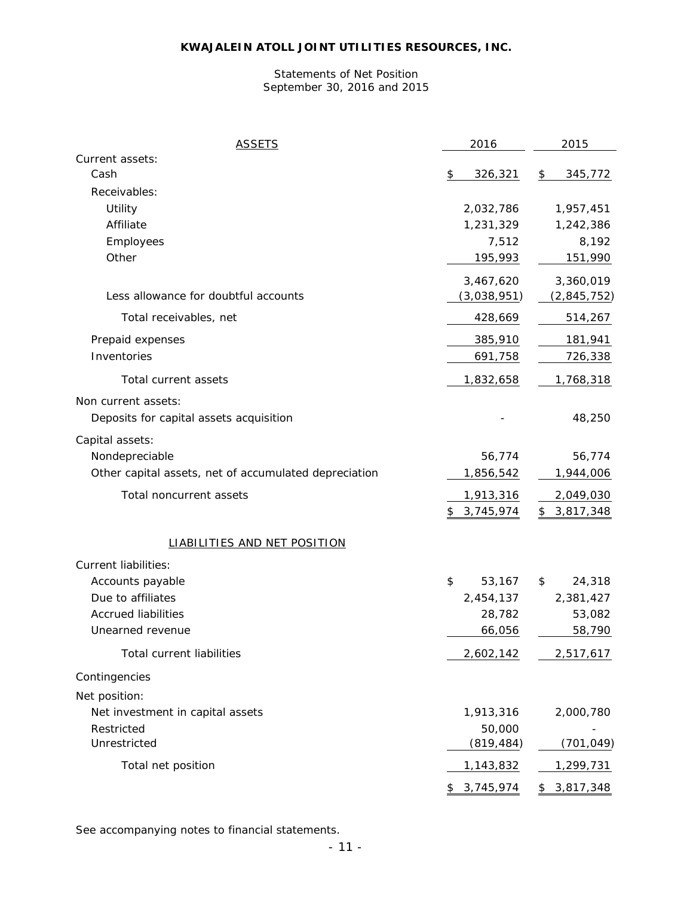**KWAJALEIN ATOLL JOINT UTILITIES RESOURCES, INC.**

Statements of Net Position
September 30, 2016 and 2015

| ASSETS | 2016 | 2015 |
|---|---|---|
| Current assets: | | |
| Cash | $ 326,321 | $ 345,772 |
| Receivables: | | |
| Utility | 2,032,786 | 1,957,451 |
| Affiliate | 1,231,329 | 1,242,386 |
| Employees | 7,512 | 8,192 |
| Other | 195,993 | 151,990 |
| | 3,467,620 | 3,360,019 |
| Less allowance for doubtful accounts | (3,038,951) | (2,845,752) |
| Total receivables, net | 428,669 | 514,267 |
| Prepaid expenses | 385,910 | 181,941 |
| Inventories | 691,758 | 726,338 |
| Total current assets | 1,832,658 | 1,768,318 |
| Non current assets: | | |
| Deposits for capital assets acquisition | - | 48,250 |
| Capital assets: | | |
| Nondepreciable | 56,774 | 56,774 |
| Other capital assets, net of accumulated depreciation | 1,856,542 | 1,944,006 |
| Total noncurrent assets | 1,913,316 | 2,049,030 |
| | $ 3,745,974 | $ 3,817,348 |
| LIABILITIES AND NET POSITION | | |
| Current liabilities: | | |
| Accounts payable | $ 53,167 | $ 24,318 |
| Due to affiliates | 2,454,137 | 2,381,427 |
| Accrued liabilities | 28,782 | 53,082 |
| Unearned revenue | 66,056 | 58,790 |
| Total current liabilities | 2,602,142 | 2,517,617 |
| Contingencies | | |
| Net position: | | |
| Net investment in capital assets | 1,913,316 | 2,000,780 |
| Restricted | 50,000 | - |
| Unrestricted | (819,484) | (701,049) |
| Total net position | 1,143,832 | 1,299,731 |
| | $ 3,745,974 | $ 3,817,348 |

See accompanying notes to financial statements.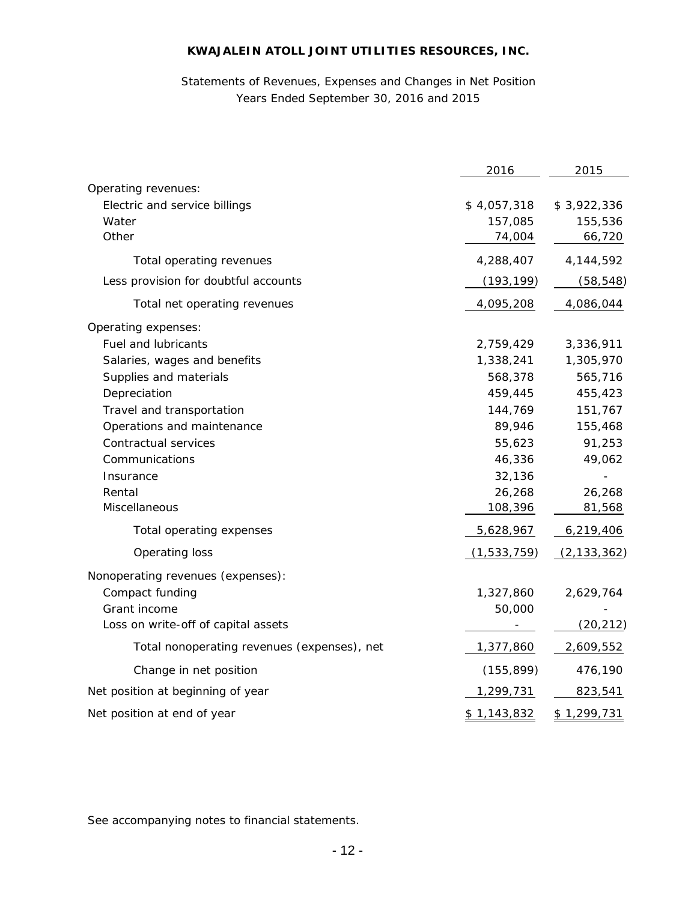**KWAJALEIN ATOLL JOINT UTILITIES RESOURCES, INC.**

Statements of Revenues, Expenses and Changes in Net Position
Years Ended September 30, 2016 and 2015

| | 2016 | 2015 |
|---|---|---|
| Operating revenues: | | |
| Electric and service billings | $ 4,057,318 | $ 3,922,336 |
| Water | 157,085 | 155,536 |
| Other | 74,004 | 66,720 |
| Total operating revenues | 4,288,407 | 4,144,592 |
| Less provision for doubtful accounts | (193,199) | (58,548) |
| Total net operating revenues | 4,095,208 | 4,086,044 |
| Operating expenses: | | |
| Fuel and lubricants | 2,759,429 | 3,336,911 |
| Salaries, wages and benefits | 1,338,241 | 1,305,970 |
| Supplies and materials | 568,378 | 565,716 |
| Depreciation | 459,445 | 455,423 |
| Travel and transportation | 144,769 | 151,767 |
| Operations and maintenance | 89,946 | 155,468 |
| Contractual services | 55,623 | 91,253 |
| Communications | 46,336 | 49,062 |
| Insurance | 32,136 | - |
| Rental | 26,268 | 26,268 |
| Miscellaneous | 108,396 | 81,568 |
| Total operating expenses | 5,628,967 | 6,219,406 |
| Operating loss | (1,533,759) | (2,133,362) |
| Nonoperating revenues (expenses): | | |
| Compact funding | 1,327,860 | 2,629,764 |
| Grant income | 50,000 | - |
| Loss on write-off of capital assets | - | (20,212) |
| Total nonoperating revenues (expenses), net | 1,377,860 | 2,609,552 |
| Change in net position | (155,899) | 476,190 |
| Net position at beginning of year | 1,299,731 | 823,541 |
| Net position at end of year | $ 1,143,832 | $ 1,299,731 |

See accompanying notes to financial statements.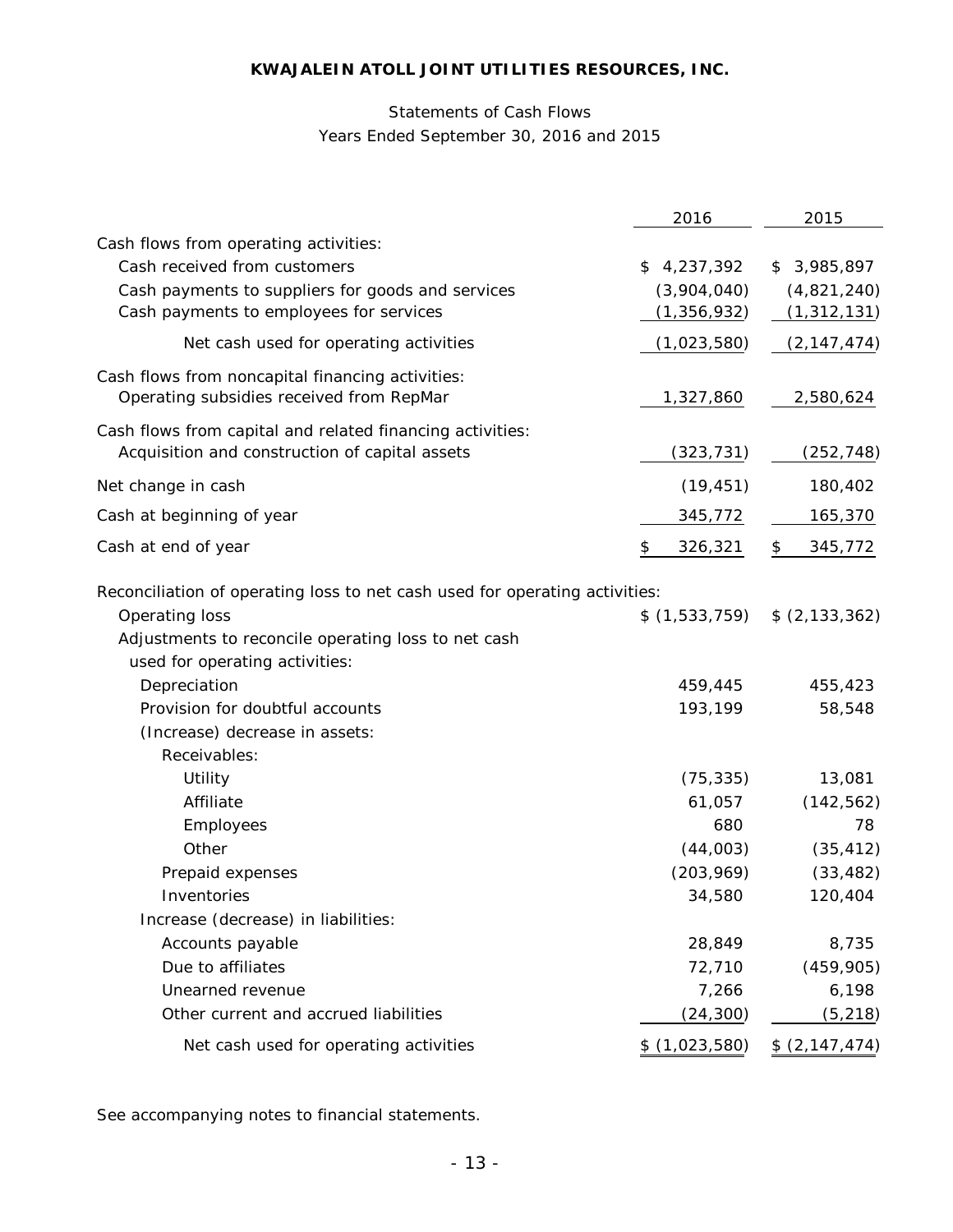**KWAJALEIN ATOLL JOINT UTILITIES RESOURCES, INC.**

Statements of Cash Flows
Years Ended September 30, 2016 and 2015

| | 2016 | 2015 |
|---|---|---|
| Cash flows from operating activities: | | |
| Cash received from customers | $ 4,237,392 | $ 3,985,897 |
| Cash payments to suppliers for goods and services | (3,904,040) | (4,821,240) |
| Cash payments to employees for services | (1,356,932) | (1,312,131) |
| Net cash used for operating activities | (1,023,580) | (2,147,474) |
| Cash flows from noncapital financing activities: | | |
| Operating subsidies received from RepMar | 1,327,860 | 2,580,624 |
| Cash flows from capital and related financing activities: | | |
| Acquisition and construction of capital assets | (323,731) | (252,748) |
| Net change in cash | (19,451) | 180,402 |
| Cash at beginning of year | 345,772 | 165,370 |
| Cash at end of year | $ 326,321 | $ 345,772 |
| Reconciliation of operating loss to net cash used for operating activities: | | |
| Operating loss | $ (1,533,759) | $ (2,133,362) |
| Adjustments to reconcile operating loss to net cash used for operating activities: | | |
| Depreciation | 459,445 | 455,423 |
| Provision for doubtful accounts | 193,199 | 58,548 |
| (Increase) decrease in assets: | | |
| Receivables: | | |
| Utility | (75,335) | 13,081 |
| Affiliate | 61,057 | (142,562) |
| Employees | 680 | 78 |
| Other | (44,003) | (35,412) |
| Prepaid expenses | (203,969) | (33,482) |
| Inventories | 34,580 | 120,404 |
| Increase (decrease) in liabilities: | | |
| Accounts payable | 28,849 | 8,735 |
| Due to affiliates | 72,710 | (459,905) |
| Unearned revenue | 7,266 | 6,198 |
| Other current and accrued liabilities | (24,300) | (5,218) |
| Net cash used for operating activities | $ (1,023,580) | $ (2,147,474) |

See accompanying notes to financial statements.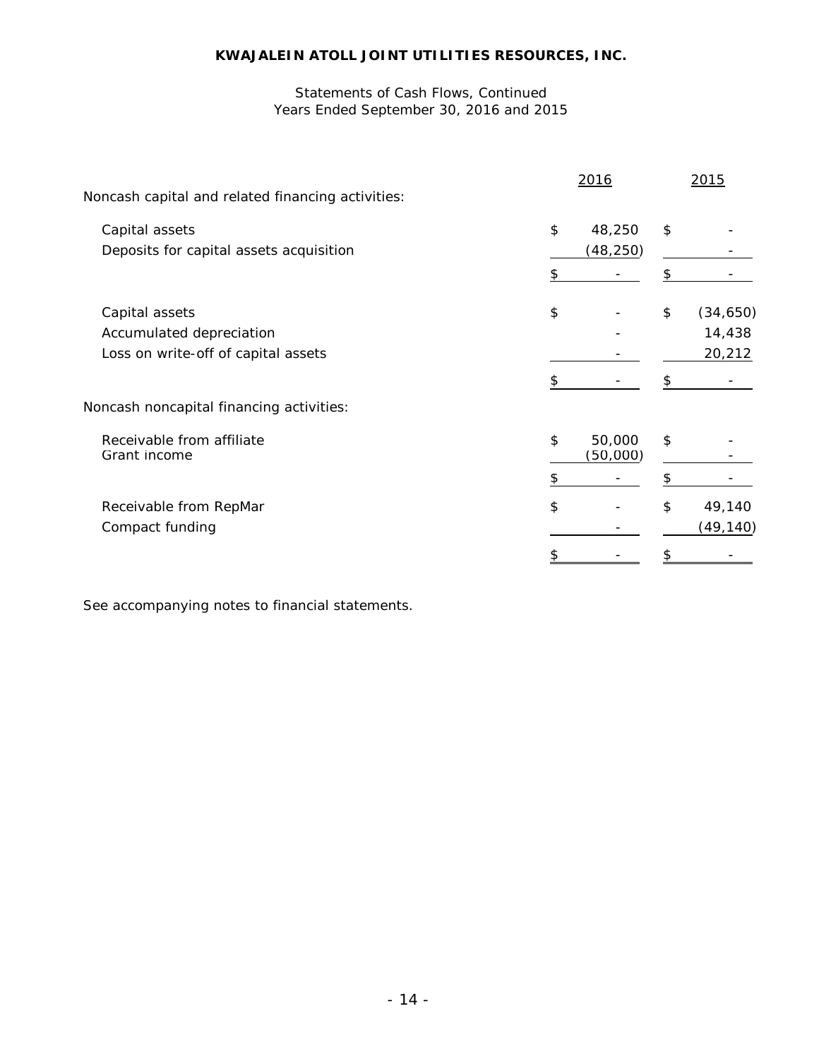**KWAJALEIN ATOLL JOINT UTILITIES RESOURCES, INC.**

Statements of Cash Flows, Continued
Years Ended September 30, 2016 and 2015

| | 2016 | 2015 |
|---|---|---|
| Noncash capital and related financing activities: | | |
| Capital assets | $ 48,250 | $ - |
| Deposits for capital assets acquisition | (48,250) | - |
| | $ - | $ - |
| Capital assets | $ - | $ (34,650) |
| Accumulated depreciation | - | 14,438 |
| Loss on write-off of capital assets | - | 20,212 |
| | $ - | $ - |
| Noncash noncapital financing activities: | | |
| Receivable from affiliate | $ 50,000 | $ - |
| Grant income | (50,000) | - |
| | $ - | $ - |
| Receivable from RepMar | $ - | $ 49,140 |
| Compact funding | - | (49,140) |
| | $ - | $ - |

See accompanying notes to financial statements.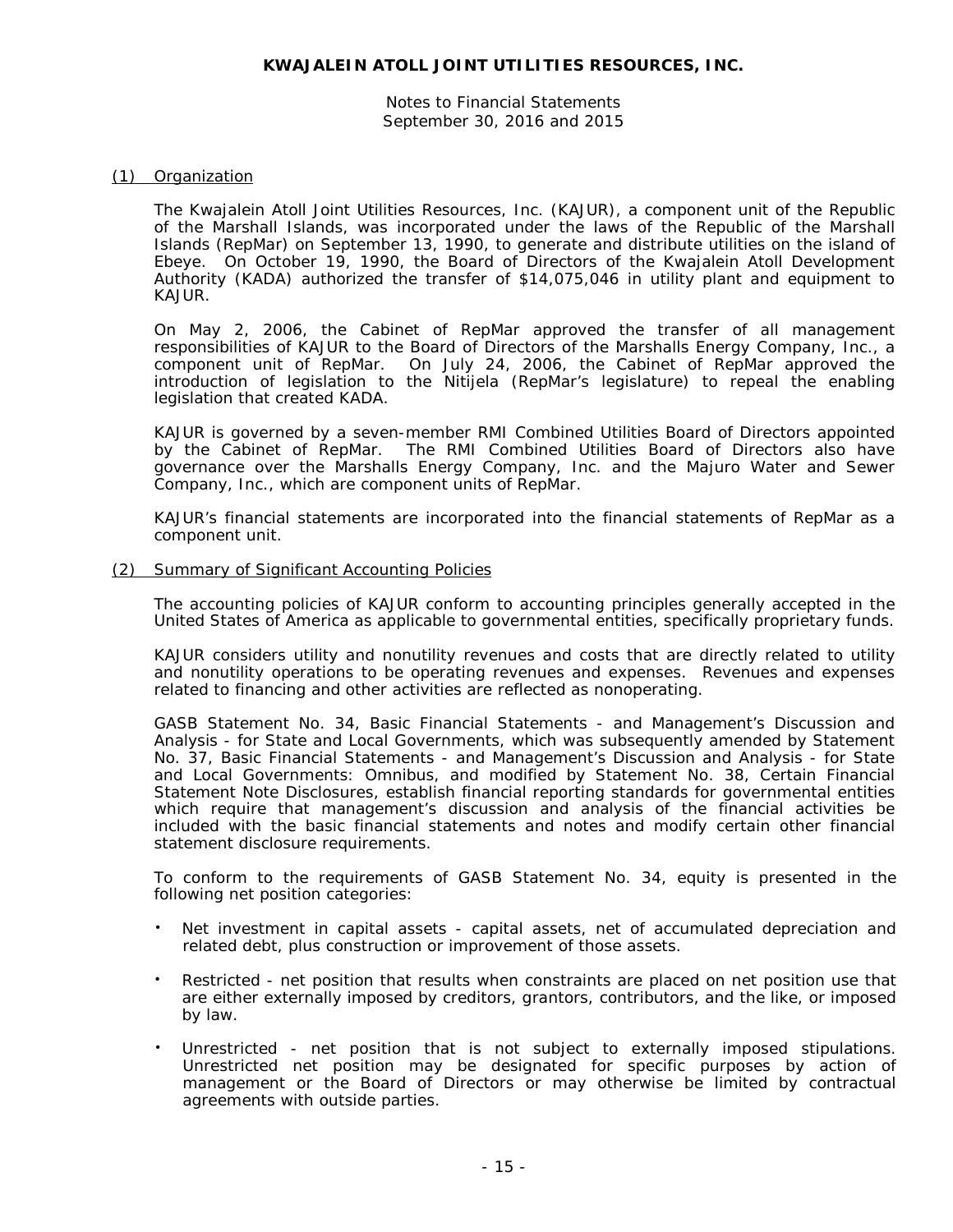# KWAJALEIN ATOLL JOINT UTILITIES RESOURCES, INC.

Notes to Financial Statements
September 30, 2016 and 2015

## (1) Organization

The Kwajalein Atoll Joint Utilities Resources, Inc. (KAJUR), a component unit of the Republic of the Marshall Islands, was incorporated under the laws of the Republic of the Marshall Islands (RepMar) on September 13, 1990, to generate and distribute utilities on the island of Ebeye. On October 19, 1990, the Board of Directors of the Kwajalein Atoll Development Authority (KADA) authorized the transfer of $14,075,046 in utility plant and equipment to KAJUR.

On May 2, 2006, the Cabinet of RepMar approved the transfer of all management responsibilities of KAJUR to the Board of Directors of the Marshalls Energy Company, Inc., a component unit of RepMar. On July 24, 2006, the Cabinet of RepMar approved the introduction of legislation to the Nitijela (RepMar's legislature) to repeal the enabling legislation that created KADA.

KAJUR is governed by a seven-member RMI Combined Utilities Board of Directors appointed by the Cabinet of RepMar. The RMI Combined Utilities Board of Directors also have governance over the Marshalls Energy Company, Inc. and the Majuro Water and Sewer Company, Inc., which are component units of RepMar.

KAJUR's financial statements are incorporated into the financial statements of RepMar as a component unit.

## (2) Summary of Significant Accounting Policies

The accounting policies of KAJUR conform to accounting principles generally accepted in the United States of America as applicable to governmental entities, specifically proprietary funds.

KAJUR considers utility and nonutility revenues and costs that are directly related to utility and nonutility operations to be operating revenues and expenses. Revenues and expenses related to financing and other activities are reflected as nonoperating.

GASB Statement No. 34, Basic Financial Statements - and Management's Discussion and Analysis - for State and Local Governments, which was subsequently amended by Statement No. 37, Basic Financial Statements - and Management's Discussion and Analysis - for State and Local Governments: Omnibus, and modified by Statement No. 38, Certain Financial Statement Note Disclosures, establish financial reporting standards for governmental entities which require that management's discussion and analysis of the financial activities be included with the basic financial statements and notes and modify certain other financial statement disclosure requirements.

To conform to the requirements of GASB Statement No. 34, equity is presented in the following net position categories:

- Net investment in capital assets - capital assets, net of accumulated depreciation and related debt, plus construction or improvement of those assets.
- Restricted - net position that results when constraints are placed on net position use that are either externally imposed by creditors, grantors, contributors, and the like, or imposed by law.
- Unrestricted - net position that is not subject to externally imposed stipulations. Unrestricted net position may be designated for specific purposes by action of management or the Board of Directors or may otherwise be limited by contractual agreements with outside parties.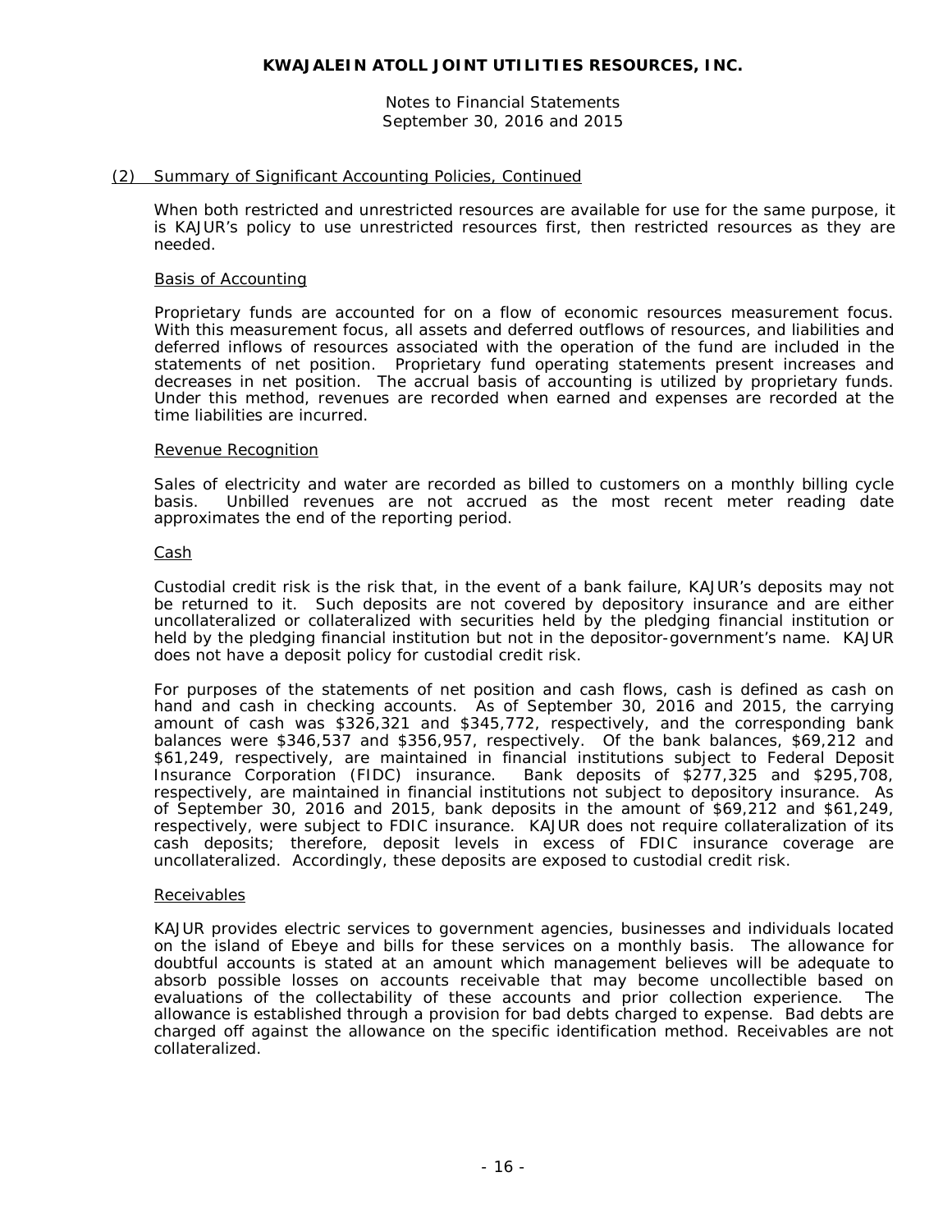## (2) Summary of Significant Accounting Policies, Continued

When both restricted and unrestricted resources are available for use for the same purpose, it is KAJUR's policy to use unrestricted resources first, then restricted resources as they are needed.

### Basis of Accounting

Proprietary funds are accounted for on a flow of economic resources measurement focus. With this measurement focus, all assets and deferred outflows of resources, and liabilities and deferred inflows of resources associated with the operation of the fund are included in the statements of net position. Proprietary fund operating statements present increases and decreases in net position. The accrual basis of accounting is utilized by proprietary funds. Under this method, revenues are recorded when earned and expenses are recorded at the time liabilities are incurred.

### Revenue Recognition

Sales of electricity and water are recorded as billed to customers on a monthly billing cycle basis. Unbilled revenues are not accrued as the most recent meter reading date approximates the end of the reporting period.

### Cash

Custodial credit risk is the risk that, in the event of a bank failure, KAJUR's deposits may not be returned to it. Such deposits are not covered by depository insurance and are either uncollateralized or collateralized with securities held by the pledging financial institution or held by the pledging financial institution but not in the depositor-government's name. KAJUR does not have a deposit policy for custodial credit risk.

For purposes of the statements of net position and cash flows, cash is defined as cash on hand and cash in checking accounts. As of September 30, 2016 and 2015, the carrying amount of cash was $326,321 and $345,772, respectively, and the corresponding bank balances were $346,537 and $356,957, respectively. Of the bank balances, $69,212 and $61,249, respectively, are maintained in financial institutions subject to Federal Deposit Insurance Corporation (FIDC) insurance. Bank deposits of $277,325 and $295,708, respectively, are maintained in financial institutions not subject to depository insurance. As of September 30, 2016 and 2015, bank deposits in the amount of $69,212 and $61,249, respectively, were subject to FDIC insurance. KAJUR does not require collateralization of its cash deposits; therefore, deposit levels in excess of FDIC insurance coverage are uncollateralized. Accordingly, these deposits are exposed to custodial credit risk.

### Receivables

KAJUR provides electric services to government agencies, businesses and individuals located on the island of Ebeye and bills for these services on a monthly basis. The allowance for doubtful accounts is stated at an amount which management believes will be adequate to absorb possible losses on accounts receivable that may become uncollectible based on evaluations of the collectability of these accounts and prior collection experience. The allowance is established through a provision for bad debts charged to expense. Bad debts are charged off against the allowance on the specific identification method. Receivables are not collateralized.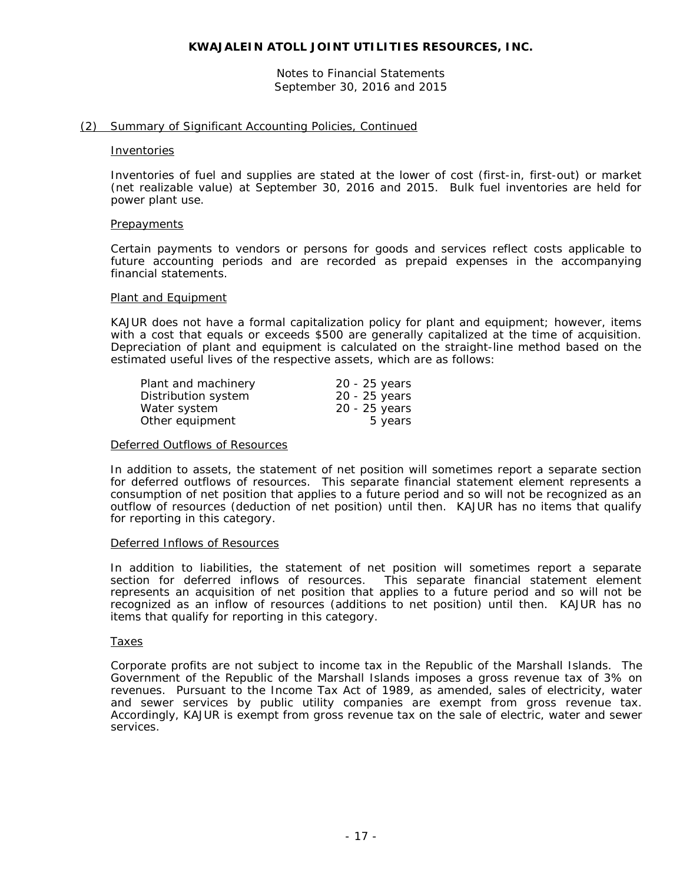**KWAJALEIN ATOLL JOINT UTILITIES RESOURCES, INC.**

Notes to Financial Statements
September 30, 2016 and 2015

## (2) Summary of Significant Accounting Policies, Continued

### Inventories

Inventories of fuel and supplies are stated at the lower of cost (first-in, first-out) or market (net realizable value) at September 30, 2016 and 2015. Bulk fuel inventories are held for power plant use.

### Prepayments

Certain payments to vendors or persons for goods and services reflect costs applicable to future accounting periods and are recorded as prepaid expenses in the accompanying financial statements.

### Plant and Equipment

KAJUR does not have a formal capitalization policy for plant and equipment; however, items with a cost that equals or exceeds $500 are generally capitalized at the time of acquisition. Depreciation of plant and equipment is calculated on the straight-line method based on the estimated useful lives of the respective assets, which are as follows:

| | |
|---|---|
| Plant and machinery | 20 - 25 years |
| Distribution system | 20 - 25 years |
| Water system | 20 - 25 years |
| Other equipment | 5 years |

### Deferred Outflows of Resources

In addition to assets, the statement of net position will sometimes report a separate section for deferred outflows of resources. This separate financial statement element represents a consumption of net position that applies to a future period and so will not be recognized as an outflow of resources (deduction of net position) until then. KAJUR has no items that qualify for reporting in this category.

### Deferred Inflows of Resources

In addition to liabilities, the statement of net position will sometimes report a separate section for deferred inflows of resources. This separate financial statement element represents an acquisition of net position that applies to a future period and so will not be recognized as an inflow of resources (additions to net position) until then. KAJUR has no items that qualify for reporting in this category.

### Taxes

Corporate profits are not subject to income tax in the Republic of the Marshall Islands. The Government of the Republic of the Marshall Islands imposes a gross revenue tax of 3% on revenues. Pursuant to the Income Tax Act of 1989, as amended, sales of electricity, water and sewer services by public utility companies are exempt from gross revenue tax. Accordingly, KAJUR is exempt from gross revenue tax on the sale of electric, water and sewer services.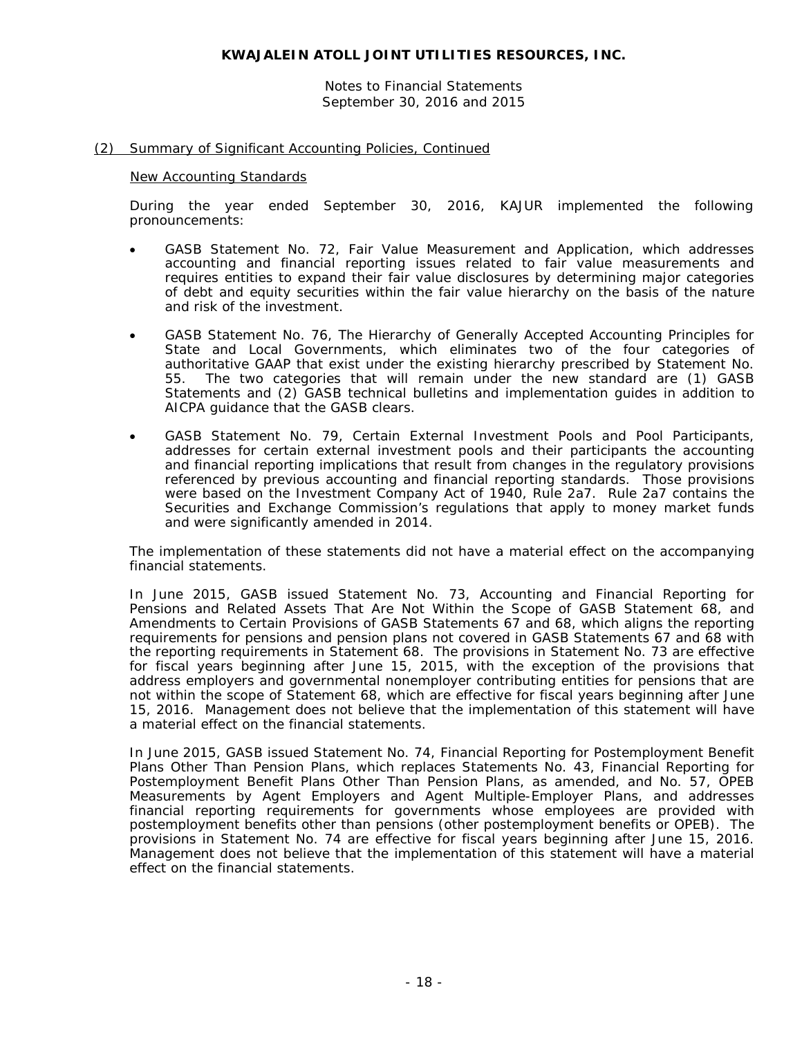## (2) Summary of Significant Accounting Policies, Continued

### New Accounting Standards

During the year ended September 30, 2016, KAJUR implemented the following pronouncements:

- GASB Statement No. 72, Fair Value Measurement and Application, which addresses accounting and financial reporting issues related to fair value measurements and requires entities to expand their fair value disclosures by determining major categories of debt and equity securities within the fair value hierarchy on the basis of the nature and risk of the investment.

- GASB Statement No. 76, The Hierarchy of Generally Accepted Accounting Principles for State and Local Governments, which eliminates two of the four categories of authoritative GAAP that exist under the existing hierarchy prescribed by Statement No. 55. The two categories that will remain under the new standard are (1) GASB Statements and (2) GASB technical bulletins and implementation guides in addition to AICPA guidance that the GASB clears.

- GASB Statement No. 79, Certain External Investment Pools and Pool Participants, addresses for certain external investment pools and their participants the accounting and financial reporting implications that result from changes in the regulatory provisions referenced by previous accounting and financial reporting standards. Those provisions were based on the Investment Company Act of 1940, Rule 2a7. Rule 2a7 contains the Securities and Exchange Commission's regulations that apply to money market funds and were significantly amended in 2014.

The implementation of these statements did not have a material effect on the accompanying financial statements.

In June 2015, GASB issued Statement No. 73, Accounting and Financial Reporting for Pensions and Related Assets That Are Not Within the Scope of GASB Statement 68, and Amendments to Certain Provisions of GASB Statements 67 and 68, which aligns the reporting requirements for pensions and pension plans not covered in GASB Statements 67 and 68 with the reporting requirements in Statement 68. The provisions in Statement No. 73 are effective for fiscal years beginning after June 15, 2015, with the exception of the provisions that address employers and governmental nonemployer contributing entities for pensions that are not within the scope of Statement 68, which are effective for fiscal years beginning after June 15, 2016. Management does not believe that the implementation of this statement will have a material effect on the financial statements.

In June 2015, GASB issued Statement No. 74, Financial Reporting for Postemployment Benefit Plans Other Than Pension Plans, which replaces Statements No. 43, Financial Reporting for Postemployment Benefit Plans Other Than Pension Plans, as amended, and No. 57, OPEB Measurements by Agent Employers and Agent Multiple-Employer Plans, and addresses financial reporting requirements for governments whose employees are provided with postemployment benefits other than pensions (other postemployment benefits or OPEB). The provisions in Statement No. 74 are effective for fiscal years beginning after June 15, 2016. Management does not believe that the implementation of this statement will have a material effect on the financial statements.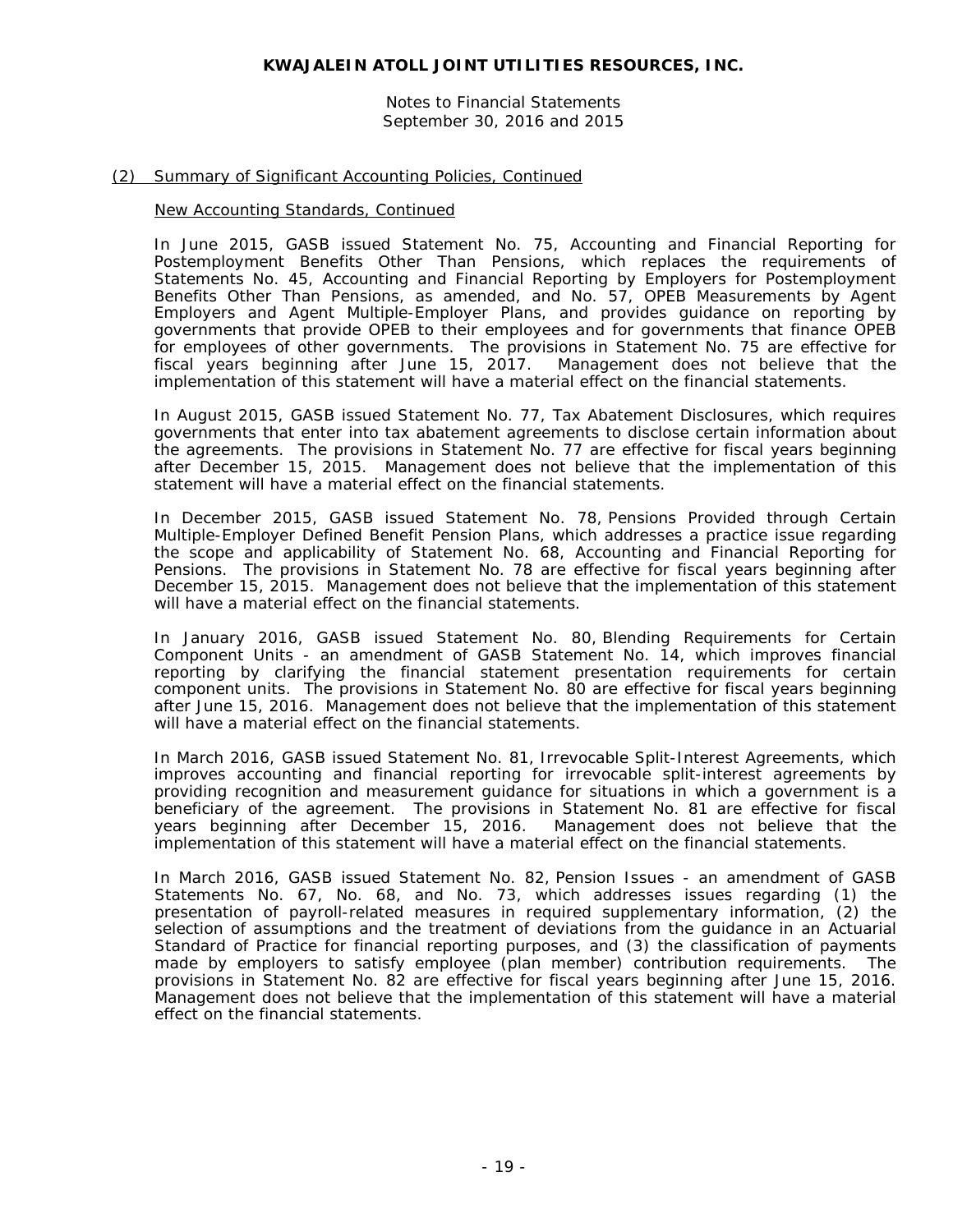(2) Summary of Significant Accounting Policies, Continued

New Accounting Standards, Continued

In June 2015, GASB issued Statement No. 75, Accounting and Financial Reporting for Postemployment Benefits Other Than Pensions, which replaces the requirements of Statements No. 45, Accounting and Financial Reporting by Employers for Postemployment Benefits Other Than Pensions, as amended, and No. 57, OPEB Measurements by Agent Employers and Agent Multiple-Employer Plans, and provides guidance on reporting by governments that provide OPEB to their employees and for governments that finance OPEB for employees of other governments. The provisions in Statement No. 75 are effective for fiscal years beginning after June 15, 2017. Management does not believe that the implementation of this statement will have a material effect on the financial statements.

In August 2015, GASB issued Statement No. 77, Tax Abatement Disclosures, which requires governments that enter into tax abatement agreements to disclose certain information about the agreements. The provisions in Statement No. 77 are effective for fiscal years beginning after December 15, 2015. Management does not believe that the implementation of this statement will have a material effect on the financial statements.

In December 2015, GASB issued Statement No. 78, Pensions Provided through Certain Multiple-Employer Defined Benefit Pension Plans, which addresses a practice issue regarding the scope and applicability of Statement No. 68, Accounting and Financial Reporting for Pensions. The provisions in Statement No. 78 are effective for fiscal years beginning after December 15, 2015. Management does not believe that the implementation of this statement will have a material effect on the financial statements.

In January 2016, GASB issued Statement No. 80, Blending Requirements for Certain Component Units - an amendment of GASB Statement No. 14, which improves financial reporting by clarifying the financial statement presentation requirements for certain component units. The provisions in Statement No. 80 are effective for fiscal years beginning after June 15, 2016. Management does not believe that the implementation of this statement will have a material effect on the financial statements.

In March 2016, GASB issued Statement No. 81, Irrevocable Split-Interest Agreements, which improves accounting and financial reporting for irrevocable split-interest agreements by providing recognition and measurement guidance for situations in which a government is a beneficiary of the agreement. The provisions in Statement No. 81 are effective for fiscal years beginning after December 15, 2016. Management does not believe that the implementation of this statement will have a material effect on the financial statements.

In March 2016, GASB issued Statement No. 82, Pension Issues - an amendment of GASB Statements No. 67, No. 68, and No. 73, which addresses issues regarding (1) the presentation of payroll-related measures in required supplementary information, (2) the selection of assumptions and the treatment of deviations from the guidance in an Actuarial Standard of Practice for financial reporting purposes, and (3) the classification of payments made by employers to satisfy employee (plan member) contribution requirements. The provisions in Statement No. 82 are effective for fiscal years beginning after June 15, 2016. Management does not believe that the implementation of this statement will have a material effect on the financial statements.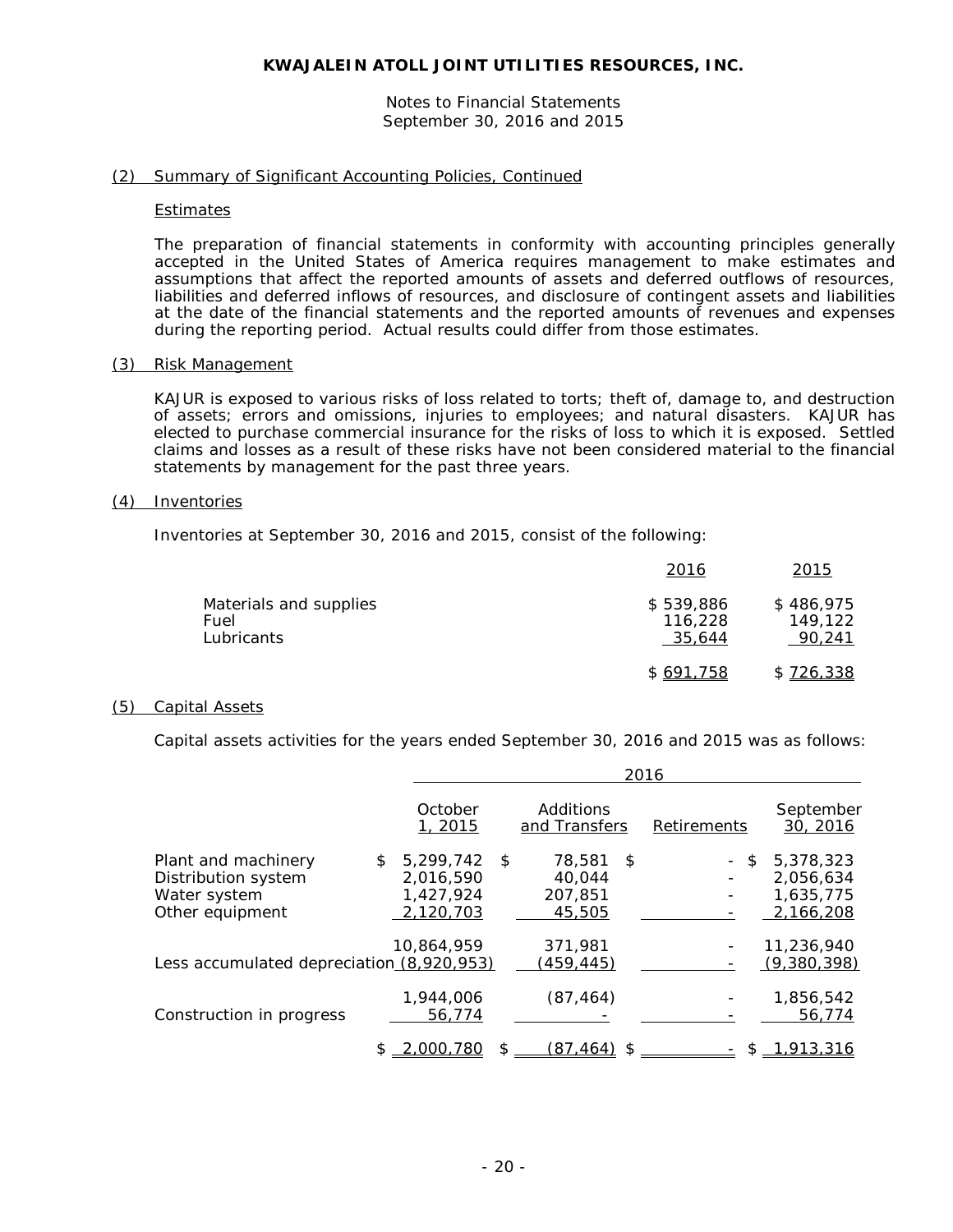**KWAJALEIN ATOLL JOINT UTILITIES RESOURCES, INC.**

Notes to Financial Statements
September 30, 2016 and 2015

## (2) Summary of Significant Accounting Policies, Continued

### Estimates

The preparation of financial statements in conformity with accounting principles generally accepted in the United States of America requires management to make estimates and assumptions that affect the reported amounts of assets and deferred outflows of resources, liabilities and deferred inflows of resources, and disclosure of contingent assets and liabilities at the date of the financial statements and the reported amounts of revenues and expenses during the reporting period. Actual results could differ from those estimates.

## (3) Risk Management

KAJUR is exposed to various risks of loss related to torts; theft of, damage to, and destruction of assets; errors and omissions, injuries to employees; and natural disasters. KAJUR has elected to purchase commercial insurance for the risks of loss to which it is exposed. Settled claims and losses as a result of these risks have not been considered material to the financial statements by management for the past three years.

## (4) Inventories

Inventories at September 30, 2016 and 2015, consist of the following:

| | 2016 | 2015 |
|---|---|---|
| Materials and supplies | $ 539,886 | $ 486,975 |
| Fuel | 116,228 | 149,122 |
| Lubricants | 35,644 | 90,241 |
| | $ 691,758 | $ 726,338 |

## (5) Capital Assets

Capital assets activities for the years ended September 30, 2016 and 2015 was as follows:

| | 2016 | | | |
|---|---|---|---|---|
| | October 1, 2015 | Additions and Transfers | Retirements | September 30, 2016 |
| Plant and machinery | $ 5,299,742 | $ 78,581 | $ - | $ 5,378,323 |
| Distribution system | 2,016,590 | 40,044 | - | 2,056,634 |
| Water system | 1,427,924 | 207,851 | - | 1,635,775 |
| Other equipment | 2,120,703 | 45,505 | - | 2,166,208 |
| | 10,864,959 | 371,981 | - | 11,236,940 |
| Less accumulated depreciation | (8,920,953) | (459,445) | - | (9,380,398) |
| | 1,944,006 | (87,464) | - | 1,856,542 |
| Construction in progress | 56,774 | - | - | 56,774 |
| | $ 2,000,780 | $ (87,464) | $ - | $ 1,913,316 |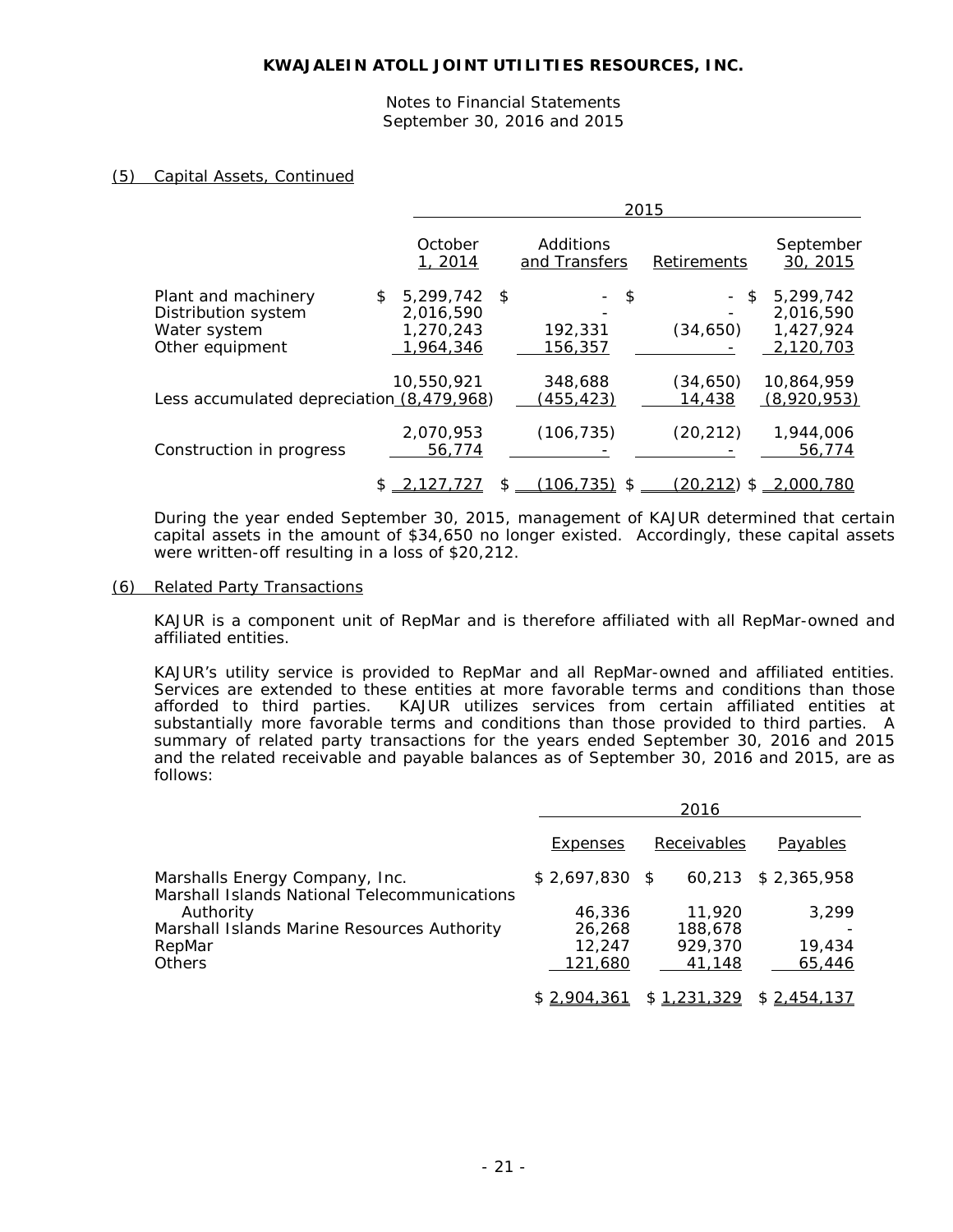**KWAJALEIN ATOLL JOINT UTILITIES RESOURCES, INC.**

Notes to Financial Statements
September 30, 2016 and 2015

(5) Capital Assets, Continued

| | 2015 | | | |
|---|---|---|---|---|
| | October 1, 2014 | Additions and Transfers | Retirements | September 30, 2015 |
| Plant and machinery | $ 5,299,742 | $ - | $ - | $ 5,299,742 |
| Distribution system | 2,016,590 | - | - | 2,016,590 |
| Water system | 1,270,243 | 192,331 | (34,650) | 1,427,924 |
| Other equipment | 1,964,346 | 156,357 | - | 2,120,703 |
| | 10,550,921 | 348,688 | (34,650) | 10,864,959 |
| Less accumulated depreciation | (8,479,968) | (455,423) | 14,438 | (8,920,953) |
| | 2,070,953 | (106,735) | (20,212) | 1,944,006 |
| Construction in progress | 56,774 | - | - | 56,774 |
| | $ 2,127,727 | $ (106,735) | $ (20,212) | $ 2,000,780 |

During the year ended September 30, 2015, management of KAJUR determined that certain capital assets in the amount of $34,650 no longer existed. Accordingly, these capital assets were written-off resulting in a loss of $20,212.

(6) Related Party Transactions

KAJUR is a component unit of RepMar and is therefore affiliated with all RepMar-owned and affiliated entities.

KAJUR's utility service is provided to RepMar and all RepMar-owned and affiliated entities. Services are extended to these entities at more favorable terms and conditions than those afforded to third parties. KAJUR utilizes services from certain affiliated entities at substantially more favorable terms and conditions than those provided to third parties. A summary of related party transactions for the years ended September 30, 2016 and 2015 and the related receivable and payable balances as of September 30, 2016 and 2015, are as follows:

| | 2016 | | |
|---|---|---|---|
| | Expenses | Receivables | Payables |
| Marshalls Energy Company, Inc. | $ 2,697,830 | $ 60,213 | $ 2,365,958 |
| Marshall Islands National Telecommunications Authority | 46,336 | 11,920 | 3,299 |
| Marshall Islands Marine Resources Authority | 26,268 | 188,678 | - |
| RepMar | 12,247 | 929,370 | 19,434 |
| Others | 121,680 | 41,148 | 65,446 |
| | $ 2,904,361 | $ 1,231,329 | $ 2,454,137 |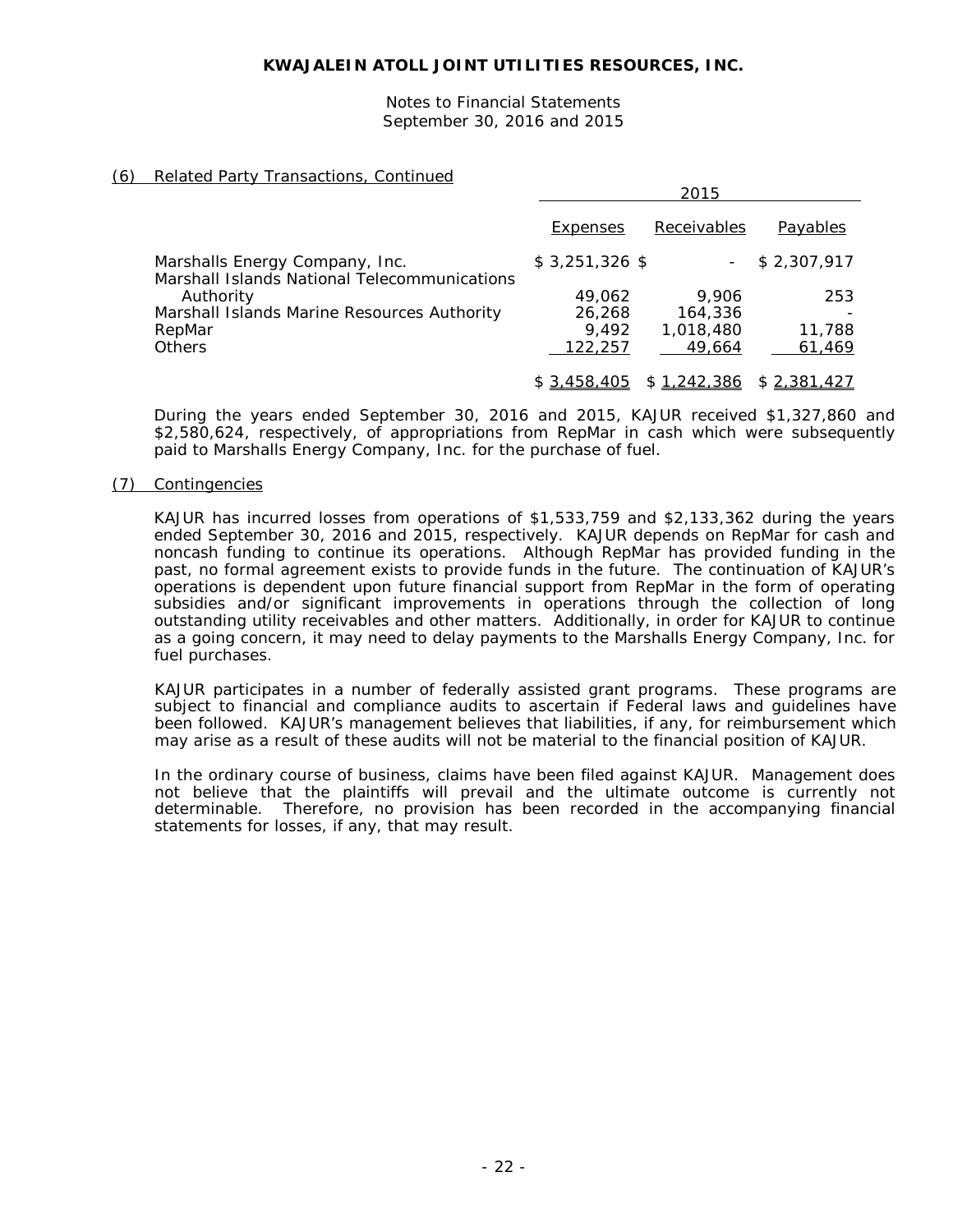**KWAJALEIN ATOLL JOINT UTILITIES RESOURCES, INC.**

Notes to Financial Statements
September 30, 2016 and 2015

## (6) Related Party Transactions, Continued

| | 2015 | | |
|---|---|---|---|
| | Expenses | Receivables | Payables |
| Marshalls Energy Company, Inc. | $ 3,251,326 | $ - | $ 2,307,917 |
| Marshall Islands National Telecommunications Authority | 49,062 | 9,906 | 253 |
| Marshall Islands Marine Resources Authority | 26,268 | 164,336 | - |
| RepMar | 9,492 | 1,018,480 | 11,788 |
| Others | 122,257 | 49,664 | 61,469 |
| | $ 3,458,405 | $ 1,242,386 | $ 2,381,427 |

During the years ended September 30, 2016 and 2015, KAJUR received $1,327,860 and $2,580,624, respectively, of appropriations from RepMar in cash which were subsequently paid to Marshalls Energy Company, Inc. for the purchase of fuel.

## (7) Contingencies

KAJUR has incurred losses from operations of $1,533,759 and $2,133,362 during the years ended September 30, 2016 and 2015, respectively. KAJUR depends on RepMar for cash and noncash funding to continue its operations. Although RepMar has provided funding in the past, no formal agreement exists to provide funds in the future. The continuation of KAJUR's operations is dependent upon future financial support from RepMar in the form of operating subsidies and/or significant improvements in operations through the collection of long outstanding utility receivables and other matters. Additionally, in order for KAJUR to continue as a going concern, it may need to delay payments to the Marshalls Energy Company, Inc. for fuel purchases.

KAJUR participates in a number of federally assisted grant programs. These programs are subject to financial and compliance audits to ascertain if Federal laws and guidelines have been followed. KAJUR's management believes that liabilities, if any, for reimbursement which may arise as a result of these audits will not be material to the financial position of KAJUR.

In the ordinary course of business, claims have been filed against KAJUR. Management does not believe that the plaintiffs will prevail and the ultimate outcome is currently not determinable. Therefore, no provision has been recorded in the accompanying financial statements for losses, if any, that may result.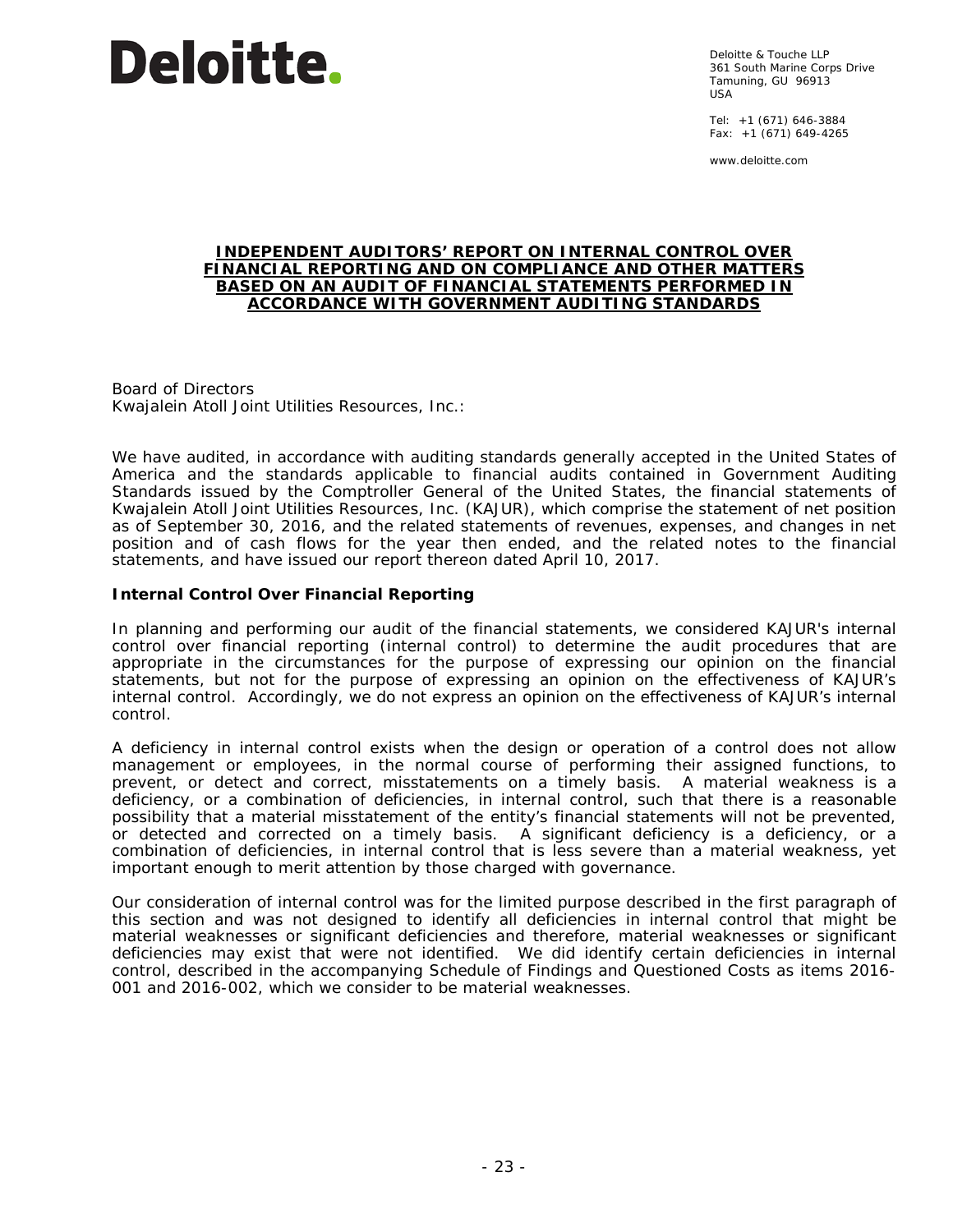**Deloitte.**

Deloitte & Touche LLP
361 South Marine Corps Drive
Tamuning, GU 96913
USA

Tel: +1 (671) 646-3884
Fax: +1 (671) 649-4265

www.deloitte.com

# INDEPENDENT AUDITORS' REPORT ON INTERNAL CONTROL OVER FINANCIAL REPORTING AND ON COMPLIANCE AND OTHER MATTERS BASED ON AN AUDIT OF FINANCIAL STATEMENTS PERFORMED IN ACCORDANCE WITH GOVERNMENT AUDITING STANDARDS

Board of Directors
Kwajalein Atoll Joint Utilities Resources, Inc.:

We have audited, in accordance with auditing standards generally accepted in the United States of America and the standards applicable to financial audits contained in Government Auditing Standards issued by the Comptroller General of the United States, the financial statements of Kwajalein Atoll Joint Utilities Resources, Inc. (KAJUR), which comprise the statement of net position as of September 30, 2016, and the related statements of revenues, expenses, and changes in net position and of cash flows for the year then ended, and the related notes to the financial statements, and have issued our report thereon dated April 10, 2017.

**Internal Control Over Financial Reporting**

In planning and performing our audit of the financial statements, we considered KAJUR's internal control over financial reporting (internal control) to determine the audit procedures that are appropriate in the circumstances for the purpose of expressing our opinion on the financial statements, but not for the purpose of expressing an opinion on the effectiveness of KAJUR's internal control. Accordingly, we do not express an opinion on the effectiveness of KAJUR's internal control.

A deficiency in internal control exists when the design or operation of a control does not allow management or employees, in the normal course of performing their assigned functions, to prevent, or detect and correct, misstatements on a timely basis. A material weakness is a deficiency, or a combination of deficiencies, in internal control, such that there is a reasonable possibility that a material misstatement of the entity's financial statements will not be prevented, or detected and corrected on a timely basis. A significant deficiency is a deficiency, or a combination of deficiencies, in internal control that is less severe than a material weakness, yet important enough to merit attention by those charged with governance.

Our consideration of internal control was for the limited purpose described in the first paragraph of this section and was not designed to identify all deficiencies in internal control that might be material weaknesses or significant deficiencies and therefore, material weaknesses or significant deficiencies may exist that were not identified. We did identify certain deficiencies in internal control, described in the accompanying Schedule of Findings and Questioned Costs as items 2016-001 and 2016-002, which we consider to be material weaknesses.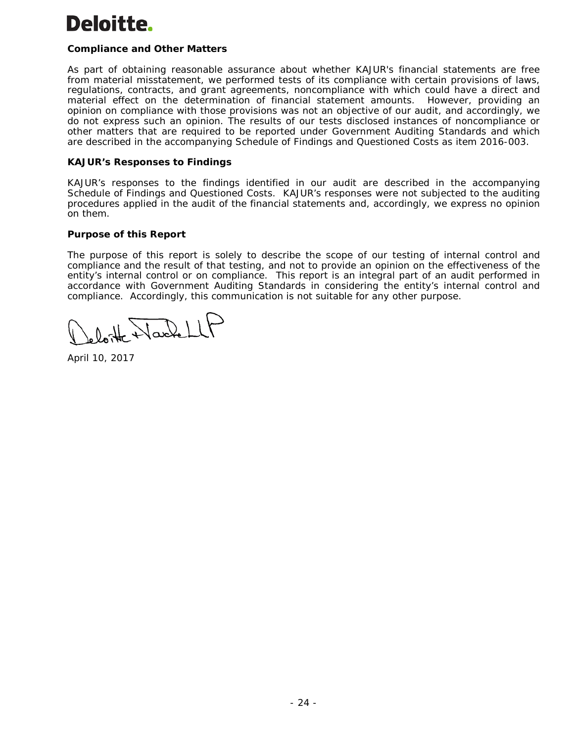### Compliance and Other Matters

As part of obtaining reasonable assurance about whether KAJUR's financial statements are free from material misstatement, we performed tests of its compliance with certain provisions of laws, regulations, contracts, and grant agreements, noncompliance with which could have a direct and material effect on the determination of financial statement amounts. However, providing an opinion on compliance with those provisions was not an objective of our audit, and accordingly, we do not express such an opinion. The results of our tests disclosed instances of noncompliance or other matters that are required to be reported under Government Auditing Standards and which are described in the accompanying Schedule of Findings and Questioned Costs as item 2016-003.

### KAJUR's Responses to Findings

KAJUR's responses to the findings identified in our audit are described in the accompanying Schedule of Findings and Questioned Costs. KAJUR's responses were not subjected to the auditing procedures applied in the audit of the financial statements and, accordingly, we express no opinion on them.

### Purpose of this Report

The purpose of this report is solely to describe the scope of our testing of internal control and compliance and the result of that testing, and not to provide an opinion on the effectiveness of the entity's internal control or on compliance. This report is an integral part of an audit performed in accordance with Government Auditing Standards in considering the entity's internal control and compliance. Accordingly, this communication is not suitable for any other purpose.

Deloitte & Touche LLP

April 10, 2017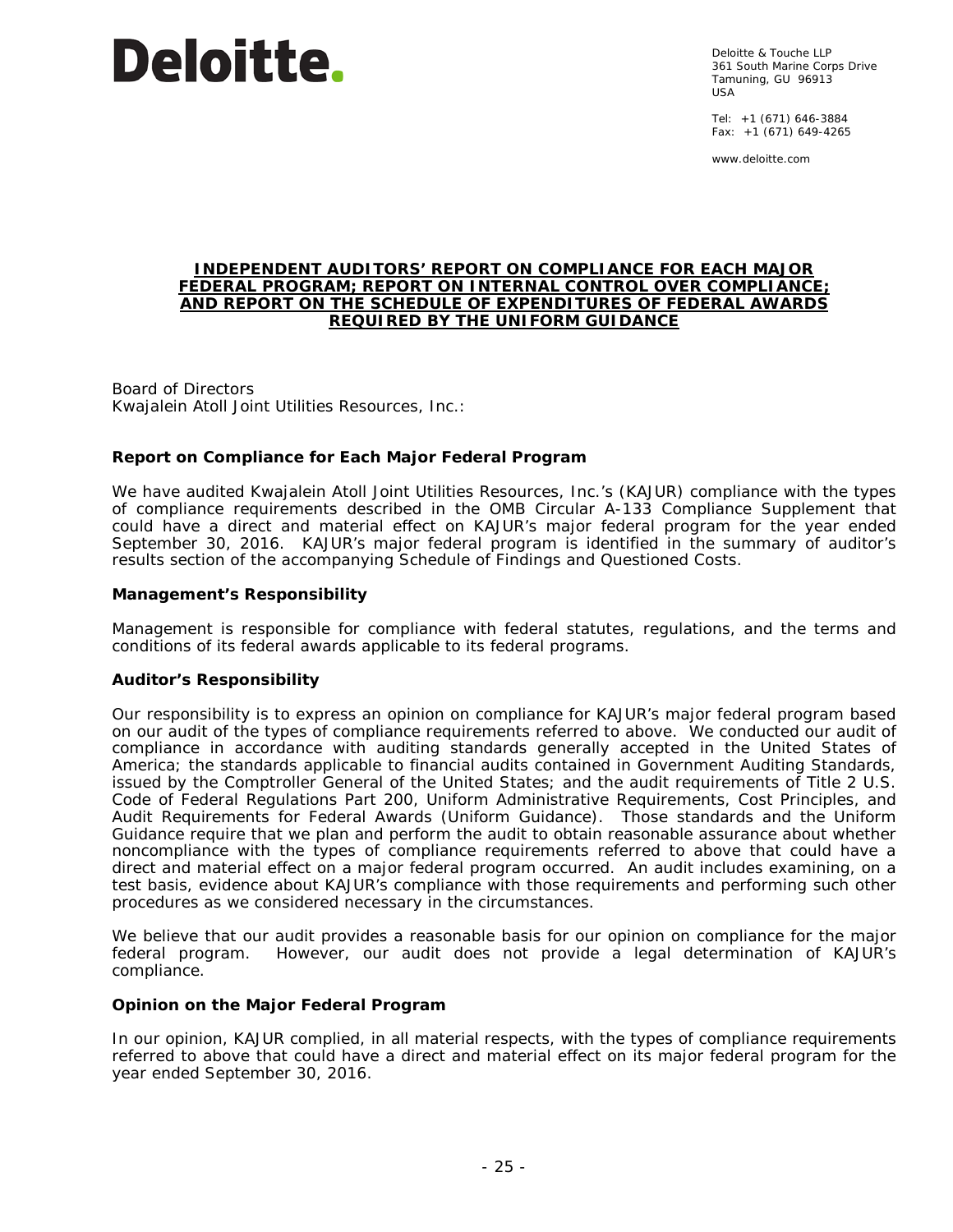Deloitte.

Deloitte & Touche LLP
361 South Marine Corps Drive
Tamuning, GU 96913
USA

Tel: +1 (671) 646-3884
Fax: +1 (671) 649-4265

www.deloitte.com

## INDEPENDENT AUDITORS' REPORT ON COMPLIANCE FOR EACH MAJOR FEDERAL PROGRAM; REPORT ON INTERNAL CONTROL OVER COMPLIANCE; AND REPORT ON THE SCHEDULE OF EXPENDITURES OF FEDERAL AWARDS REQUIRED BY THE UNIFORM GUIDANCE

Board of Directors
Kwajalein Atoll Joint Utilities Resources, Inc.:

### Report on Compliance for Each Major Federal Program

We have audited Kwajalein Atoll Joint Utilities Resources, Inc.'s (KAJUR) compliance with the types of compliance requirements described in the OMB Circular A-133 Compliance Supplement that could have a direct and material effect on KAJUR's major federal program for the year ended September 30, 2016. KAJUR's major federal program is identified in the summary of auditor's results section of the accompanying Schedule of Findings and Questioned Costs.

### Management's Responsibility

Management is responsible for compliance with federal statutes, regulations, and the terms and conditions of its federal awards applicable to its federal programs.

### Auditor's Responsibility

Our responsibility is to express an opinion on compliance for KAJUR's major federal program based on our audit of the types of compliance requirements referred to above. We conducted our audit of compliance in accordance with auditing standards generally accepted in the United States of America; the standards applicable to financial audits contained in Government Auditing Standards, issued by the Comptroller General of the United States; and the audit requirements of Title 2 U.S. Code of Federal Regulations Part 200, Uniform Administrative Requirements, Cost Principles, and Audit Requirements for Federal Awards (Uniform Guidance). Those standards and the Uniform Guidance require that we plan and perform the audit to obtain reasonable assurance about whether noncompliance with the types of compliance requirements referred to above that could have a direct and material effect on a major federal program occurred. An audit includes examining, on a test basis, evidence about KAJUR's compliance with those requirements and performing such other procedures as we considered necessary in the circumstances.

We believe that our audit provides a reasonable basis for our opinion on compliance for the major federal program. However, our audit does not provide a legal determination of KAJUR's compliance.

### Opinion on the Major Federal Program

In our opinion, KAJUR complied, in all material respects, with the types of compliance requirements referred to above that could have a direct and material effect on its major federal program for the year ended September 30, 2016.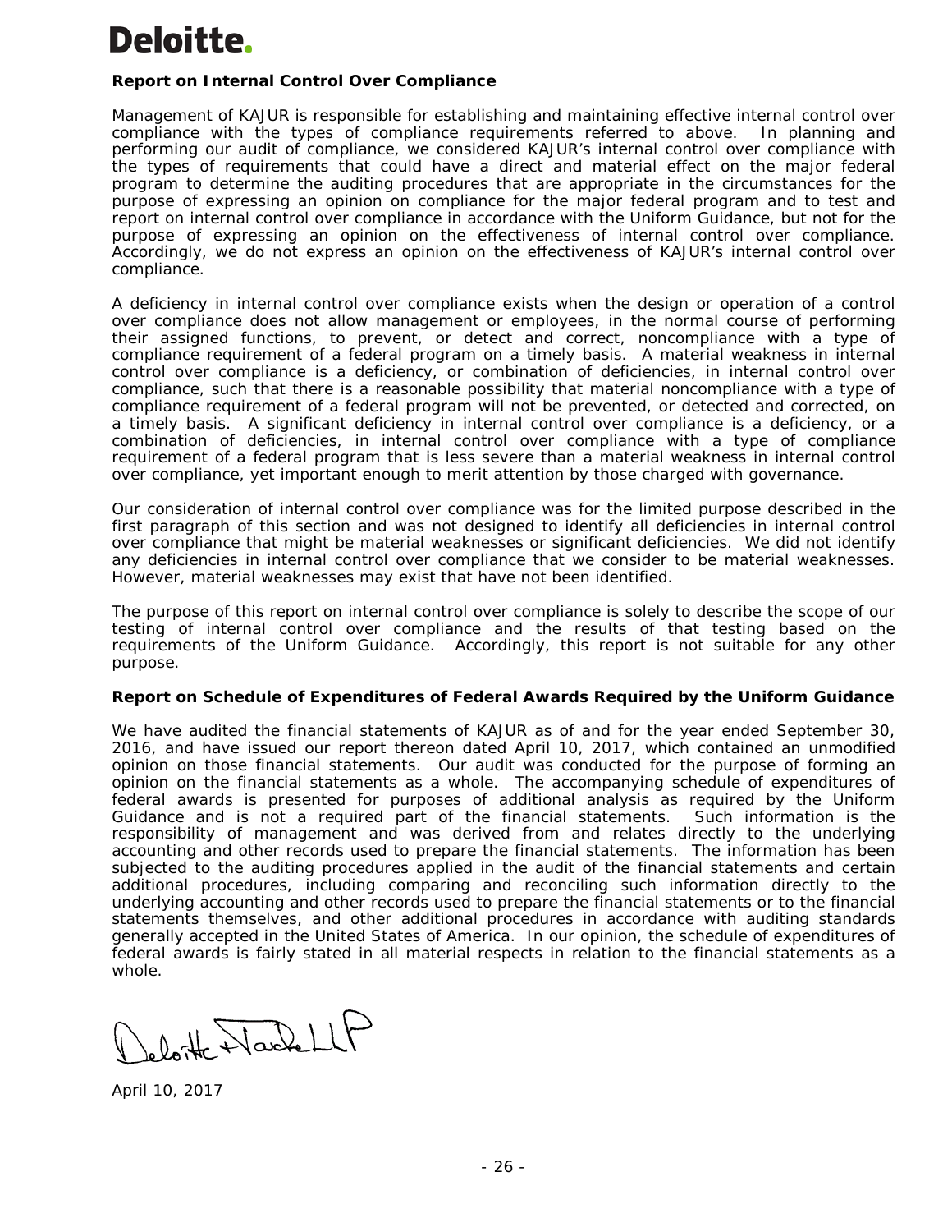**Deloitte.**

**Report on Internal Control Over Compliance**

Management of KAJUR is responsible for establishing and maintaining effective internal control over compliance with the types of compliance requirements referred to above. In planning and performing our audit of compliance, we considered KAJUR's internal control over compliance with the types of requirements that could have a direct and material effect on the major federal program to determine the auditing procedures that are appropriate in the circumstances for the purpose of expressing an opinion on compliance for the major federal program and to test and report on internal control over compliance in accordance with the Uniform Guidance, but not for the purpose of expressing an opinion on the effectiveness of internal control over compliance. Accordingly, we do not express an opinion on the effectiveness of KAJUR's internal control over compliance.

A deficiency in internal control over compliance exists when the design or operation of a control over compliance does not allow management or employees, in the normal course of performing their assigned functions, to prevent, or detect and correct, noncompliance with a type of compliance requirement of a federal program on a timely basis. A material weakness in internal control over compliance is a deficiency, or combination of deficiencies, in internal control over compliance, such that there is a reasonable possibility that material noncompliance with a type of compliance requirement of a federal program will not be prevented, or detected and corrected, on a timely basis. A significant deficiency in internal control over compliance is a deficiency, or a combination of deficiencies, in internal control over compliance with a type of compliance requirement of a federal program that is less severe than a material weakness in internal control over compliance, yet important enough to merit attention by those charged with governance.

Our consideration of internal control over compliance was for the limited purpose described in the first paragraph of this section and was not designed to identify all deficiencies in internal control over compliance that might be material weaknesses or significant deficiencies. We did not identify any deficiencies in internal control over compliance that we consider to be material weaknesses. However, material weaknesses may exist that have not been identified.

The purpose of this report on internal control over compliance is solely to describe the scope of our testing of internal control over compliance and the results of that testing based on the requirements of the Uniform Guidance. Accordingly, this report is not suitable for any other purpose.

**Report on Schedule of Expenditures of Federal Awards Required by the Uniform Guidance**

We have audited the financial statements of KAJUR as of and for the year ended September 30, 2016, and have issued our report thereon dated April 10, 2017, which contained an unmodified opinion on those financial statements. Our audit was conducted for the purpose of forming an opinion on the financial statements as a whole. The accompanying schedule of expenditures of federal awards is presented for purposes of additional analysis as required by the Uniform Guidance and is not a required part of the financial statements. Such information is the responsibility of management and was derived from and relates directly to the underlying accounting and other records used to prepare the financial statements. The information has been subjected to the auditing procedures applied in the audit of the financial statements and certain additional procedures, including comparing and reconciling such information directly to the underlying accounting and other records used to prepare the financial statements or to the financial statements themselves, and other additional procedures in accordance with auditing standards generally accepted in the United States of America. In our opinion, the schedule of expenditures of federal awards is fairly stated in all material respects in relation to the financial statements as a whole.

Deloitte & Touche LLP

April 10, 2017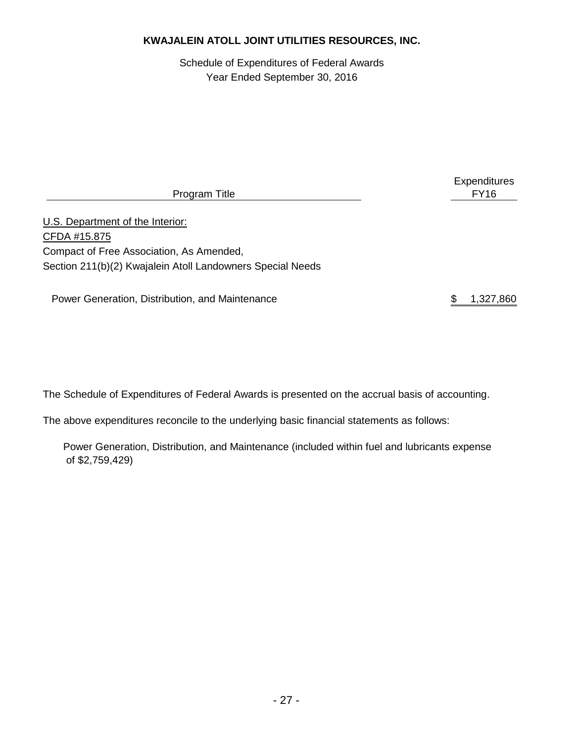**KWAJALEIN ATOLL JOINT UTILITIES RESOURCES, INC.**

Schedule of Expenditures of Federal Awards
Year Ended September 30, 2016

| Program Title | Expenditures FY16 |
|---|---|
| U.S. Department of the Interior: | |
| CFDA #15.875 | |
| Compact of Free Association, As Amended, | |
| Section 211(b)(2) Kwajalein Atoll Landowners Special Needs | |
| Power Generation, Distribution, and Maintenance | $ 1,327,860 |

The Schedule of Expenditures of Federal Awards is presented on the accrual basis of accounting.

The above expenditures reconcile to the underlying basic financial statements as follows:

Power Generation, Distribution, and Maintenance (included within fuel and lubricants expense of $2,759,429)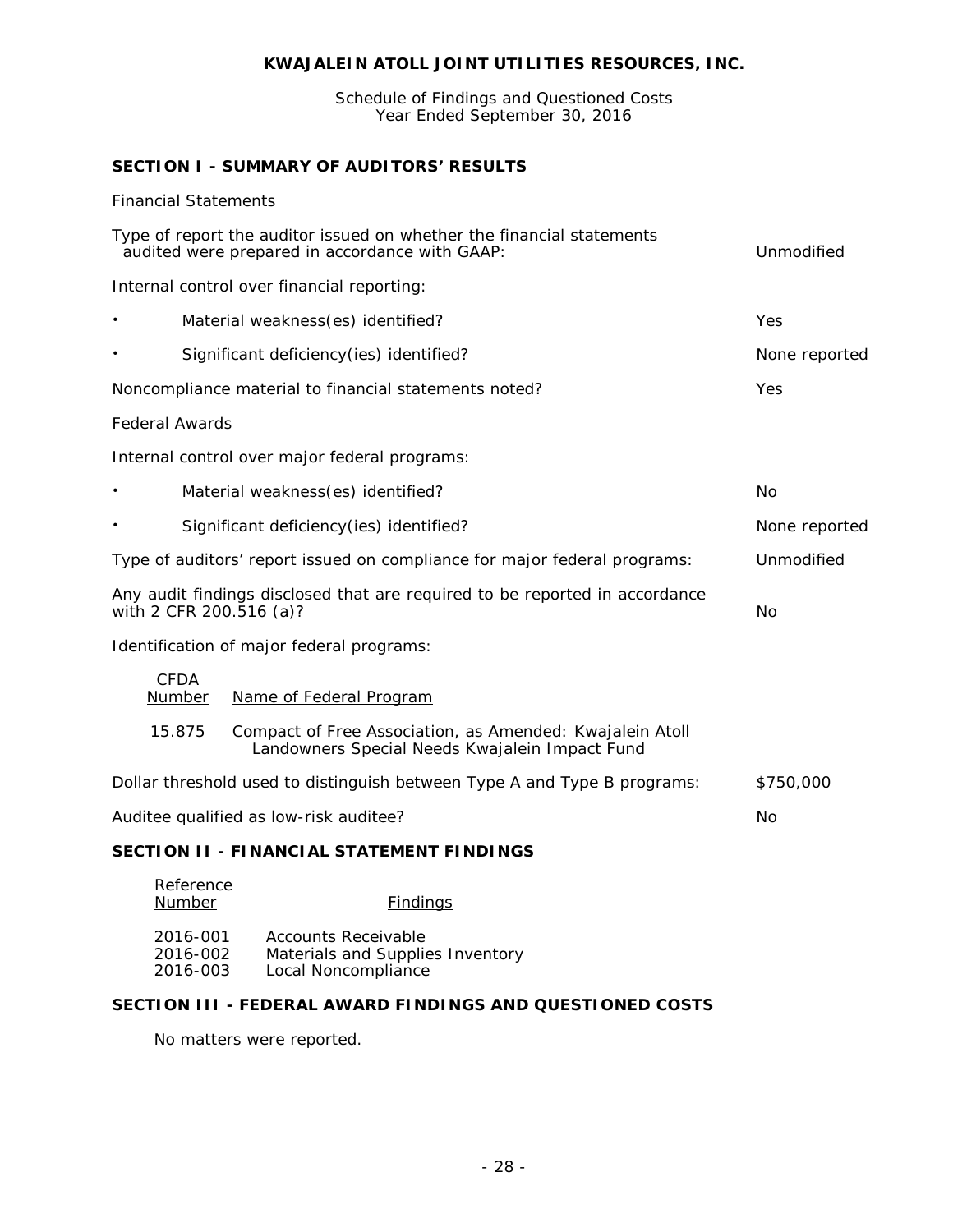# KWAJALEIN ATOLL JOINT UTILITIES RESOURCES, INC.

Schedule of Findings and Questioned Costs
Year Ended September 30, 2016

## SECTION I - SUMMARY OF AUDITORS' RESULTS

Financial Statements

| | |
|---|---|
| Type of report the auditor issued on whether the financial statements audited were prepared in accordance with GAAP: | Unmodified |
| Internal control over financial reporting: | |
| • Material weakness(es) identified? | Yes |
| • Significant deficiency(ies) identified? | None reported |
| Noncompliance material to financial statements noted? | Yes |

Federal Awards

| | |
|---|---|
| Internal control over major federal programs: | |
| • Material weakness(es) identified? | No |
| • Significant deficiency(ies) identified? | None reported |
| Type of auditors' report issued on compliance for major federal programs: | Unmodified |
| Any audit findings disclosed that are required to be reported in accordance with 2 CFR 200.516 (a)? | No |

Identification of major federal programs:

| CFDA Number | Name of Federal Program |
|---|---|
| 15.875 | Compact of Free Association, as Amended: Kwajalein Atoll Landowners Special Needs Kwajalein Impact Fund |

| | |
|---|---|
| Dollar threshold used to distinguish between Type A and Type B programs: | $750,000 |
| Auditee qualified as low-risk auditee? | No |

## SECTION II - FINANCIAL STATEMENT FINDINGS

| Reference Number | Findings |
|---|---|
| 2016-001 | Accounts Receivable |
| 2016-002 | Materials and Supplies Inventory |
| 2016-003 | Local Noncompliance |

## SECTION III - FEDERAL AWARD FINDINGS AND QUESTIONED COSTS

No matters were reported.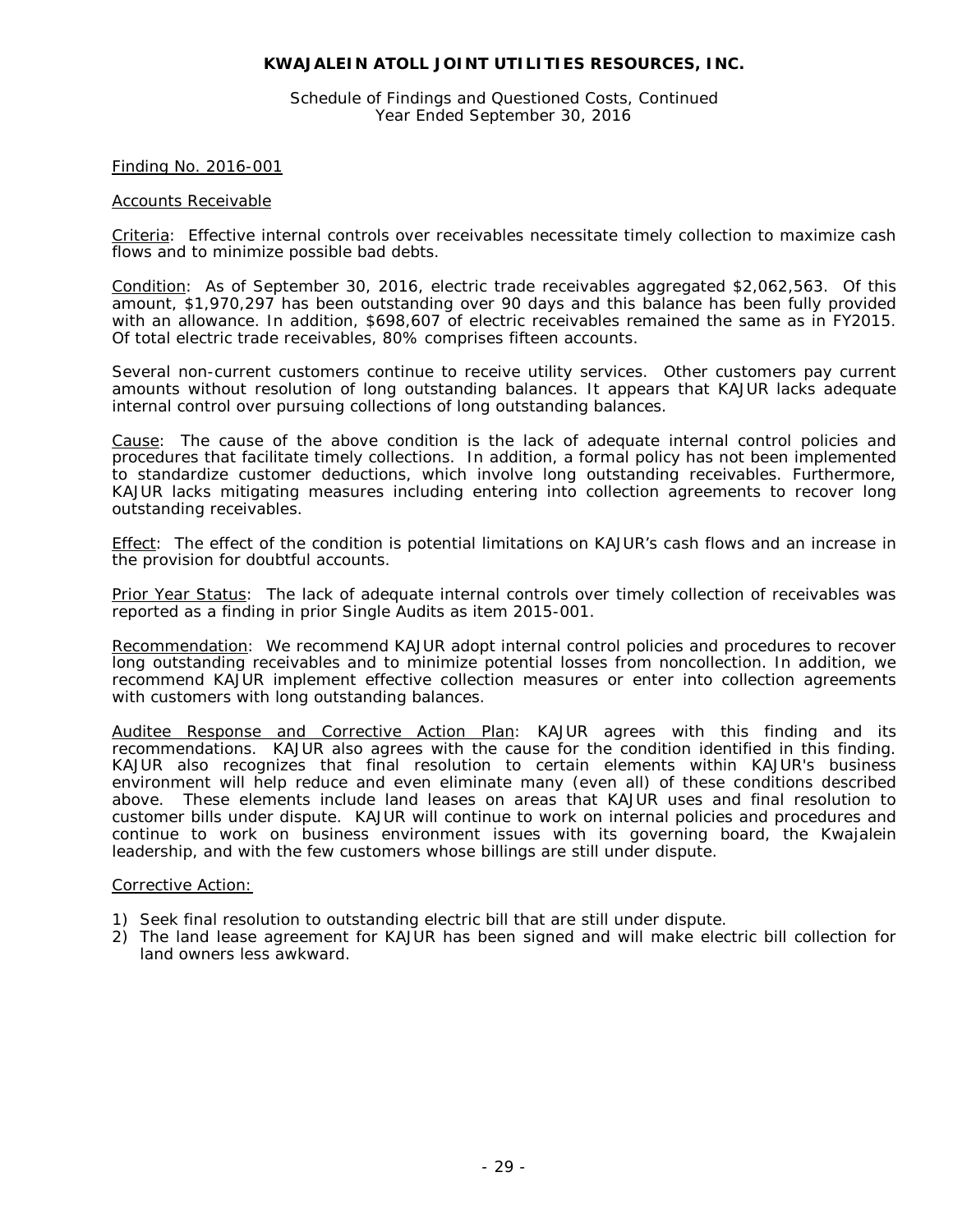**KWAJALEIN ATOLL JOINT UTILITIES RESOURCES, INC.**

Schedule of Findings and Questioned Costs, Continued
Year Ended September 30, 2016

Finding No. 2016-001

Accounts Receivable

Criteria: Effective internal controls over receivables necessitate timely collection to maximize cash flows and to minimize possible bad debts.

Condition: As of September 30, 2016, electric trade receivables aggregated $2,062,563. Of this amount, $1,970,297 has been outstanding over 90 days and this balance has been fully provided with an allowance. In addition, $698,607 of electric receivables remained the same as in FY2015. Of total electric trade receivables, 80% comprises fifteen accounts.

Several non-current customers continue to receive utility services. Other customers pay current amounts without resolution of long outstanding balances. It appears that KAJUR lacks adequate internal control over pursuing collections of long outstanding balances.

Cause: The cause of the above condition is the lack of adequate internal control policies and procedures that facilitate timely collections. In addition, a formal policy has not been implemented to standardize customer deductions, which involve long outstanding receivables. Furthermore, KAJUR lacks mitigating measures including entering into collection agreements to recover long outstanding receivables.

Effect: The effect of the condition is potential limitations on KAJUR's cash flows and an increase in the provision for doubtful accounts.

Prior Year Status: The lack of adequate internal controls over timely collection of receivables was reported as a finding in prior Single Audits as item 2015-001.

Recommendation: We recommend KAJUR adopt internal control policies and procedures to recover long outstanding receivables and to minimize potential losses from noncollection. In addition, we recommend KAJUR implement effective collection measures or enter into collection agreements with customers with long outstanding balances.

Auditee Response and Corrective Action Plan: KAJUR agrees with this finding and its recommendations. KAJUR also agrees with the cause for the condition identified in this finding. KAJUR also recognizes that final resolution to certain elements within KAJUR's business environment will help reduce and even eliminate many (even all) of these conditions described above. These elements include land leases on areas that KAJUR uses and final resolution to customer bills under dispute. KAJUR will continue to work on internal policies and procedures and continue to work on business environment issues with its governing board, the Kwajalein leadership, and with the few customers whose billings are still under dispute.

Corrective Action:

1) Seek final resolution to outstanding electric bill that are still under dispute.
2) The land lease agreement for KAJUR has been signed and will make electric bill collection for land owners less awkward.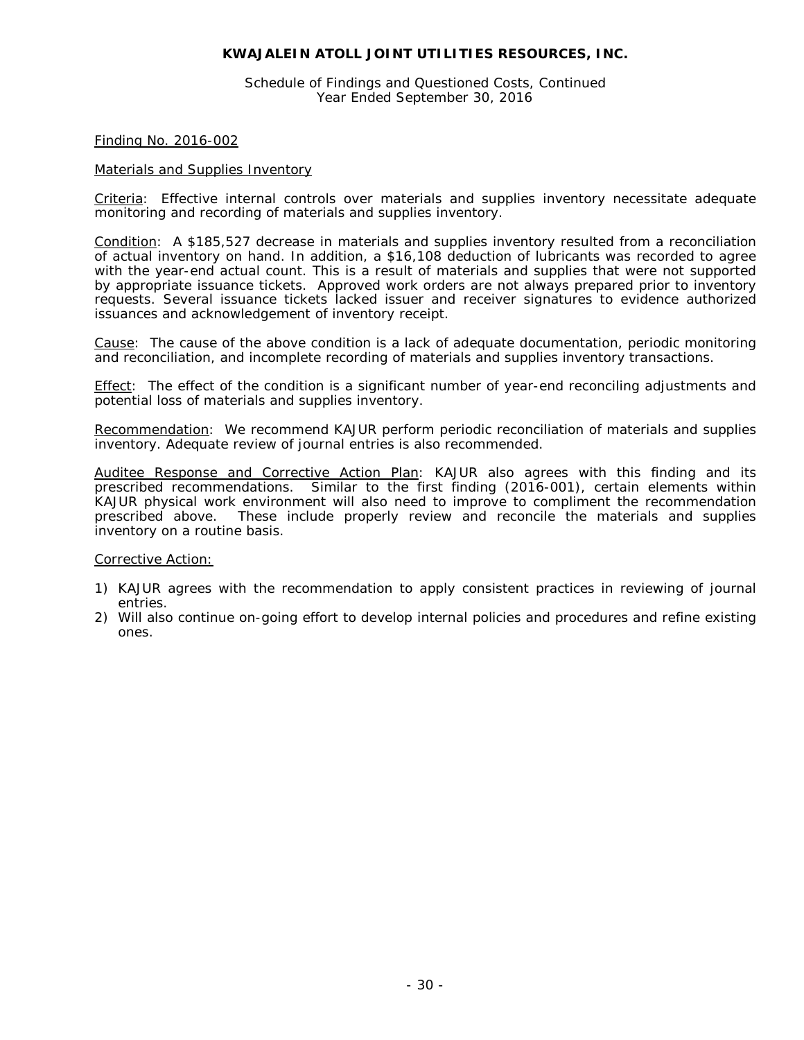**KWAJALEIN ATOLL JOINT UTILITIES RESOURCES, INC.**

Schedule of Findings and Questioned Costs, Continued
Year Ended September 30, 2016

Finding No. 2016-002

Materials and Supplies Inventory

Criteria: Effective internal controls over materials and supplies inventory necessitate adequate monitoring and recording of materials and supplies inventory.

Condition: A $185,527 decrease in materials and supplies inventory resulted from a reconciliation of actual inventory on hand. In addition, a $16,108 deduction of lubricants was recorded to agree with the year-end actual count. This is a result of materials and supplies that were not supported by appropriate issuance tickets. Approved work orders are not always prepared prior to inventory requests. Several issuance tickets lacked issuer and receiver signatures to evidence authorized issuances and acknowledgement of inventory receipt.

Cause: The cause of the above condition is a lack of adequate documentation, periodic monitoring and reconciliation, and incomplete recording of materials and supplies inventory transactions.

Effect: The effect of the condition is a significant number of year-end reconciling adjustments and potential loss of materials and supplies inventory.

Recommendation: We recommend KAJUR perform periodic reconciliation of materials and supplies inventory. Adequate review of journal entries is also recommended.

Auditee Response and Corrective Action Plan: KAJUR also agrees with this finding and its prescribed recommendations. Similar to the first finding (2016-001), certain elements within KAJUR physical work environment will also need to improve to compliment the recommendation prescribed above. These include properly review and reconcile the materials and supplies inventory on a routine basis.

Corrective Action:

1) KAJUR agrees with the recommendation to apply consistent practices in reviewing of journal entries.
2) Will also continue on-going effort to develop internal policies and procedures and refine existing ones.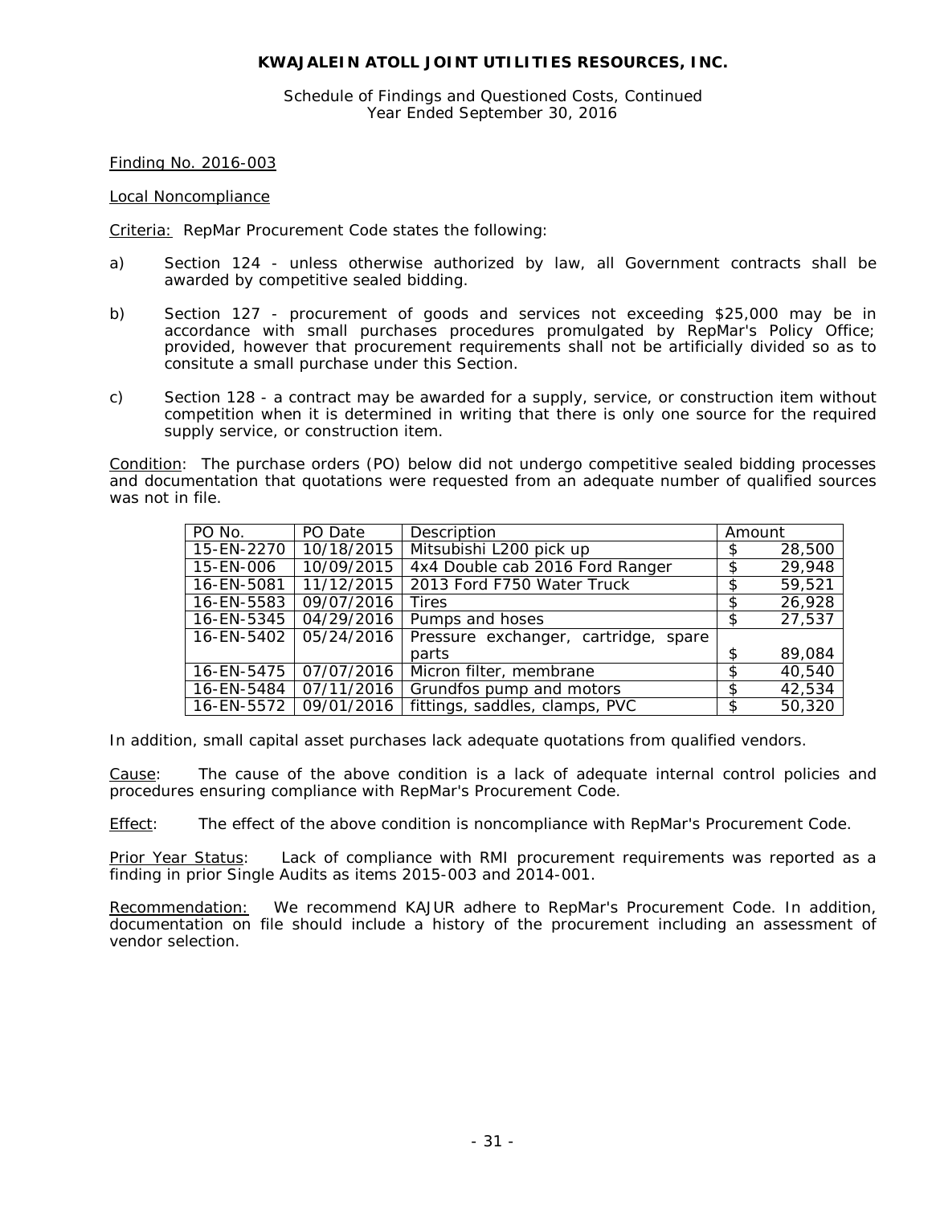**KWAJALEIN ATOLL JOINT UTILITIES RESOURCES, INC.**

Schedule of Findings and Questioned Costs, Continued
Year Ended September 30, 2016

Finding No. 2016-003

Local Noncompliance

Criteria: RepMar Procurement Code states the following:

a) Section 124 - unless otherwise authorized by law, all Government contracts shall be awarded by competitive sealed bidding.

b) Section 127 - procurement of goods and services not exceeding $25,000 may be in accordance with small purchases procedures promulgated by RepMar's Policy Office; provided, however that procurement requirements shall not be artificially divided so as to consitute a small purchase under this Section.

c) Section 128 - a contract may be awarded for a supply, service, or construction item without competition when it is determined in writing that there is only one source for the required supply service, or construction item.

Condition: The purchase orders (PO) below did not undergo competitive sealed bidding processes and documentation that quotations were requested from an adequate number of qualified sources was not in file.

| PO No. | PO Date | Description | Amount |
|---|---|---|---|
| 15-EN-2270 | 10/18/2015 | Mitsubishi L200 pick up | $ 28,500 |
| 15-EN-006 | 10/09/2015 | 4x4 Double cab 2016 Ford Ranger | $ 29,948 |
| 16-EN-5081 | 11/12/2015 | 2013 Ford F750 Water Truck | $ 59,521 |
| 16-EN-5583 | 09/07/2016 | Tires | $ 26,928 |
| 16-EN-5345 | 04/29/2016 | Pumps and hoses | $ 27,537 |
| 16-EN-5402 | 05/24/2016 | Pressure exchanger, cartridge, spare parts | $ 89,084 |
| 16-EN-5475 | 07/07/2016 | Micron filter, membrane | $ 40,540 |
| 16-EN-5484 | 07/11/2016 | Grundfos pump and motors | $ 42,534 |
| 16-EN-5572 | 09/01/2016 | fittings, saddles, clamps, PVC | $ 50,320 |

In addition, small capital asset purchases lack adequate quotations from qualified vendors.

Cause: The cause of the above condition is a lack of adequate internal control policies and procedures ensuring compliance with RepMar's Procurement Code.

Effect: The effect of the above condition is noncompliance with RepMar's Procurement Code.

Prior Year Status: Lack of compliance with RMI procurement requirements was reported as a finding in prior Single Audits as items 2015-003 and 2014-001.

Recommendation: We recommend KAJUR adhere to RepMar's Procurement Code. In addition, documentation on file should include a history of the procurement including an assessment of vendor selection.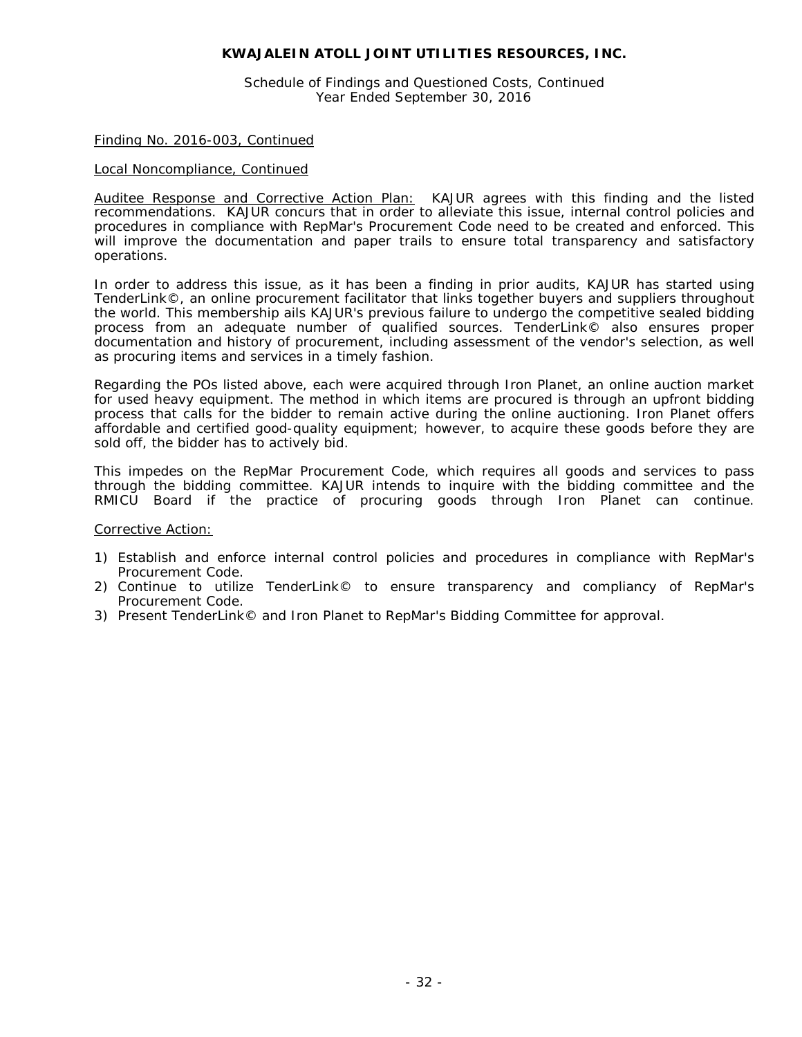Finding No. 2016-003, Continued

Local Noncompliance, Continued

Auditee Response and Corrective Action Plan: KAJUR agrees with this finding and the listed recommendations. KAJUR concurs that in order to alleviate this issue, internal control policies and procedures in compliance with RepMar's Procurement Code need to be created and enforced. This will improve the documentation and paper trails to ensure total transparency and satisfactory operations.

In order to address this issue, as it has been a finding in prior audits, KAJUR has started using TenderLink©, an online procurement facilitator that links together buyers and suppliers throughout the world. This membership ails KAJUR's previous failure to undergo the competitive sealed bidding process from an adequate number of qualified sources. TenderLink© also ensures proper documentation and history of procurement, including assessment of the vendor's selection, as well as procuring items and services in a timely fashion.

Regarding the POs listed above, each were acquired through Iron Planet, an online auction market for used heavy equipment. The method in which items are procured is through an upfront bidding process that calls for the bidder to remain active during the online auctioning. Iron Planet offers affordable and certified good-quality equipment; however, to acquire these goods before they are sold off, the bidder has to actively bid.

This impedes on the RepMar Procurement Code, which requires all goods and services to pass through the bidding committee. KAJUR intends to inquire with the bidding committee and the RMICU Board if the practice of procuring goods through Iron Planet can continue.

Corrective Action:

1) Establish and enforce internal control policies and procedures in compliance with RepMar's Procurement Code.
2) Continue to utilize TenderLink© to ensure transparency and compliancy of RepMar's Procurement Code.
3) Present TenderLink© and Iron Planet to RepMar's Bidding Committee for approval.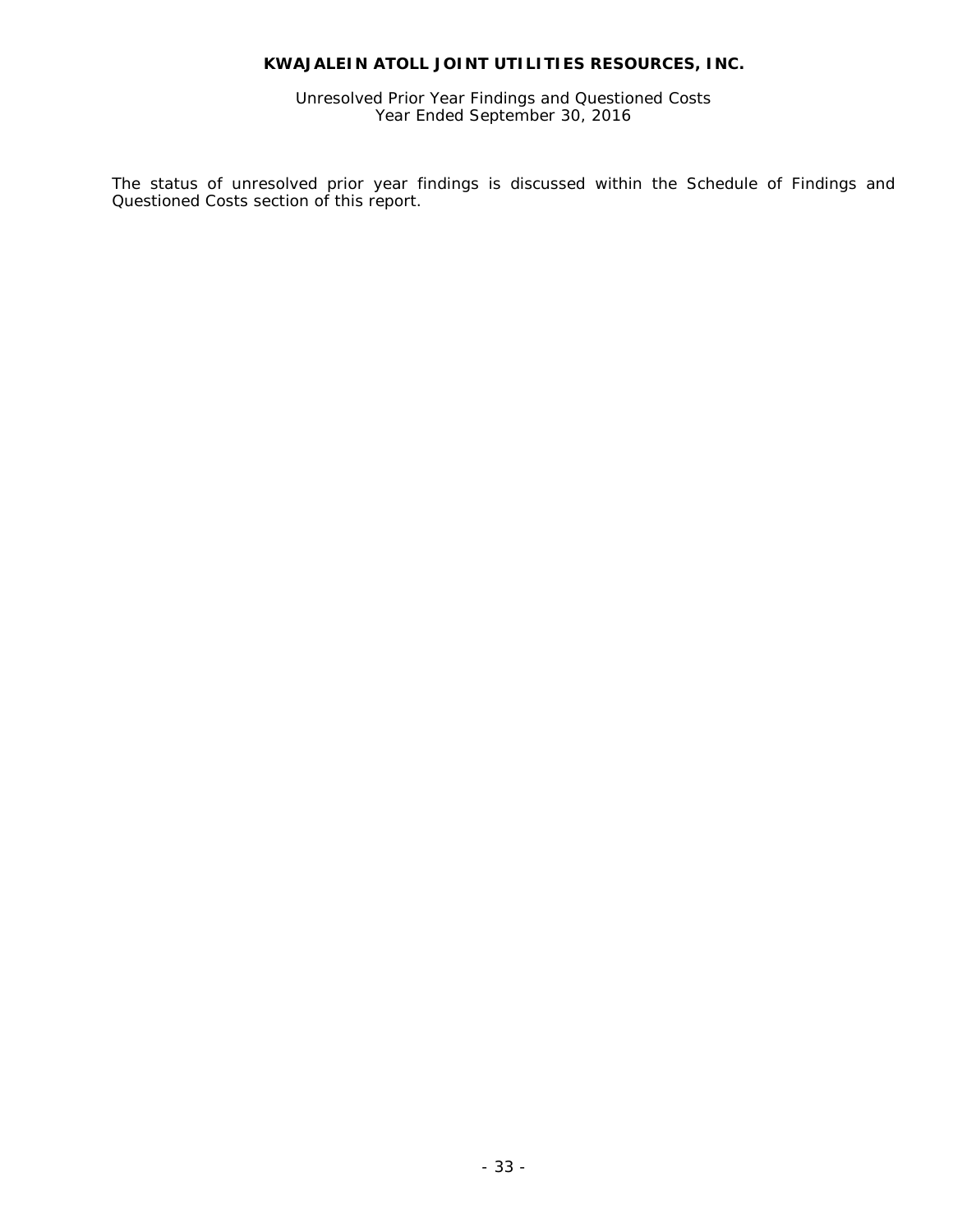**KWAJALEIN ATOLL JOINT UTILITIES RESOURCES, INC.**

Unresolved Prior Year Findings and Questioned Costs
Year Ended September 30, 2016

The status of unresolved prior year findings is discussed within the Schedule of Findings and Questioned Costs section of this report.